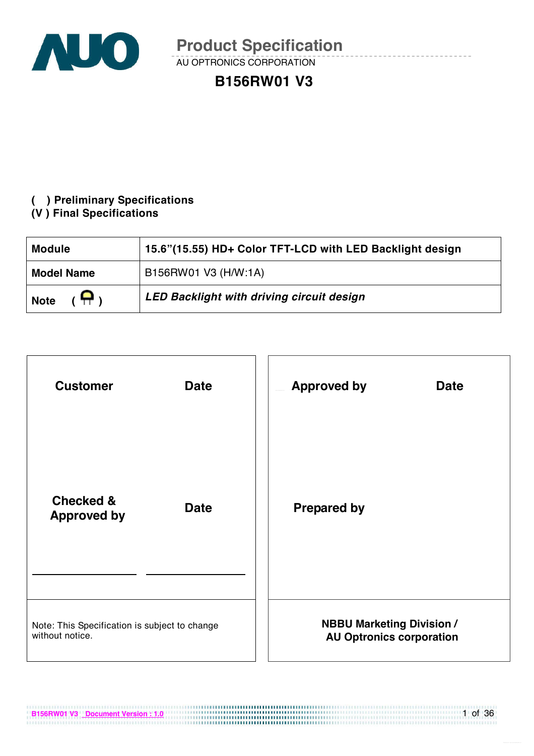# Product Specification

AU OPTRONICS CORPORATION

## B156RW01 V3

( ) Preliminary Specifications
(V ) Final Specifications

| **Module** | **15.6"(15.55) HD+ Color TFT-LCD with LED Backlight design** |
|---|---|
| **Model Name** | B156RW01 V3 (H/W:1A) |
| **Note ( )** | ***LED Backlight with driving circuit design*** |

| **Customer** | **Date** | **Approved by** | **Date** |
|---|---|---|---|
| **Checked & Approved by** | **Date** | **Prepared by** | |
| Note: This Specification is subject to change without notice. | | **NBBU Marketing Division / AU Optronics corporation** | |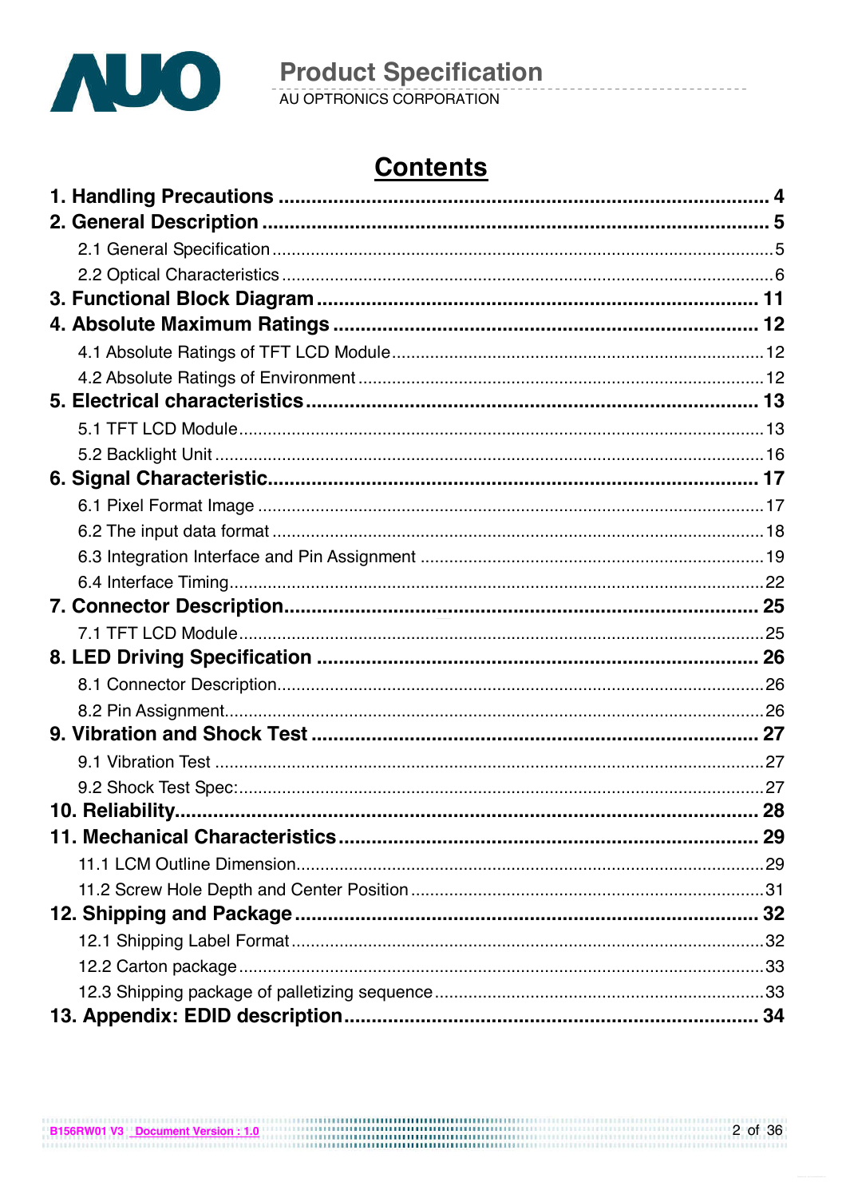# Contents

**1. Handling Precautions** ........................................................................................ **4**

**2. General Description** ........................................................................................ **5**

- 2.1 General Specification ........................................................................................ 5
- 2.2 Optical Characteristics ........................................................................................ 6

**3. Functional Block Diagram** ........................................................................................ **11**

**4. Absolute Maximum Ratings** ........................................................................................ **12**

- 4.1 Absolute Ratings of TFT LCD Module ........................................................................................ 12
- 4.2 Absolute Ratings of Environment ........................................................................................ 12

**5. Electrical characteristics** ........................................................................................ **13**

- 5.1 TFT LCD Module ........................................................................................ 13
- 5.2 Backlight Unit ........................................................................................ 16

**6. Signal Characteristic** ........................................................................................ **17**

- 6.1 Pixel Format Image ........................................................................................ 17
- 6.2 The input data format ........................................................................................ 18
- 6.3 Integration Interface and Pin Assignment ........................................................................................ 19
- 6.4 Interface Timing ........................................................................................ 22

**7. Connector Description** ........................................................................................ **25**

- 7.1 TFT LCD Module ........................................................................................ 25

**8. LED Driving Specification** ........................................................................................ **26**

- 8.1 Connector Description ........................................................................................ 26
- 8.2 Pin Assignment ........................................................................................ 26

**9. Vibration and Shock Test** ........................................................................................ **27**

- 9.1 Vibration Test ........................................................................................ 27
- 9.2 Shock Test Spec: ........................................................................................ 27

**10. Reliability** ........................................................................................ **28**

**11. Mechanical Characteristics** ........................................................................................ **29**

- 11.1 LCM Outline Dimension ........................................................................................ 29
- 11.2 Screw Hole Depth and Center Position ........................................................................................ 31

**12. Shipping and Package** ........................................................................................ **32**

- 12.1 Shipping Label Format ........................................................................................ 32
- 12.2 Carton package ........................................................................................ 33
- 12.3 Shipping package of palletizing sequence ........................................................................................ 33

**13. Appendix: EDID description** ........................................................................................ **34**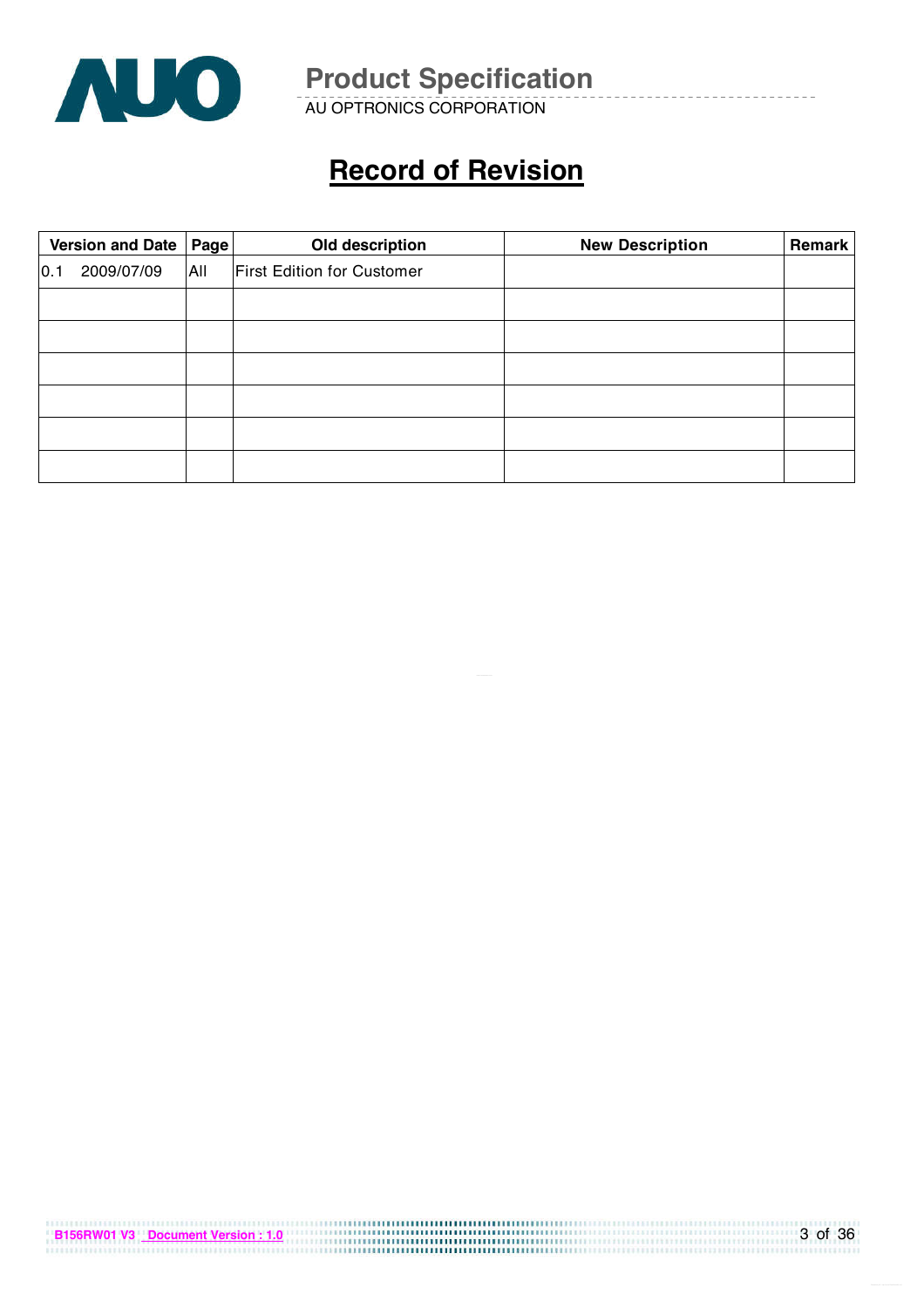# Record of Revision

| Version and Date | Page | Old description | New Description | Remark |
|---|---|---|---|---|
| 0.1 2009/07/09 | All | First Edition for Customer | | |
| | | | | |
| | | | | |
| | | | | |
| | | | | |
| | | | | |
| | | | | |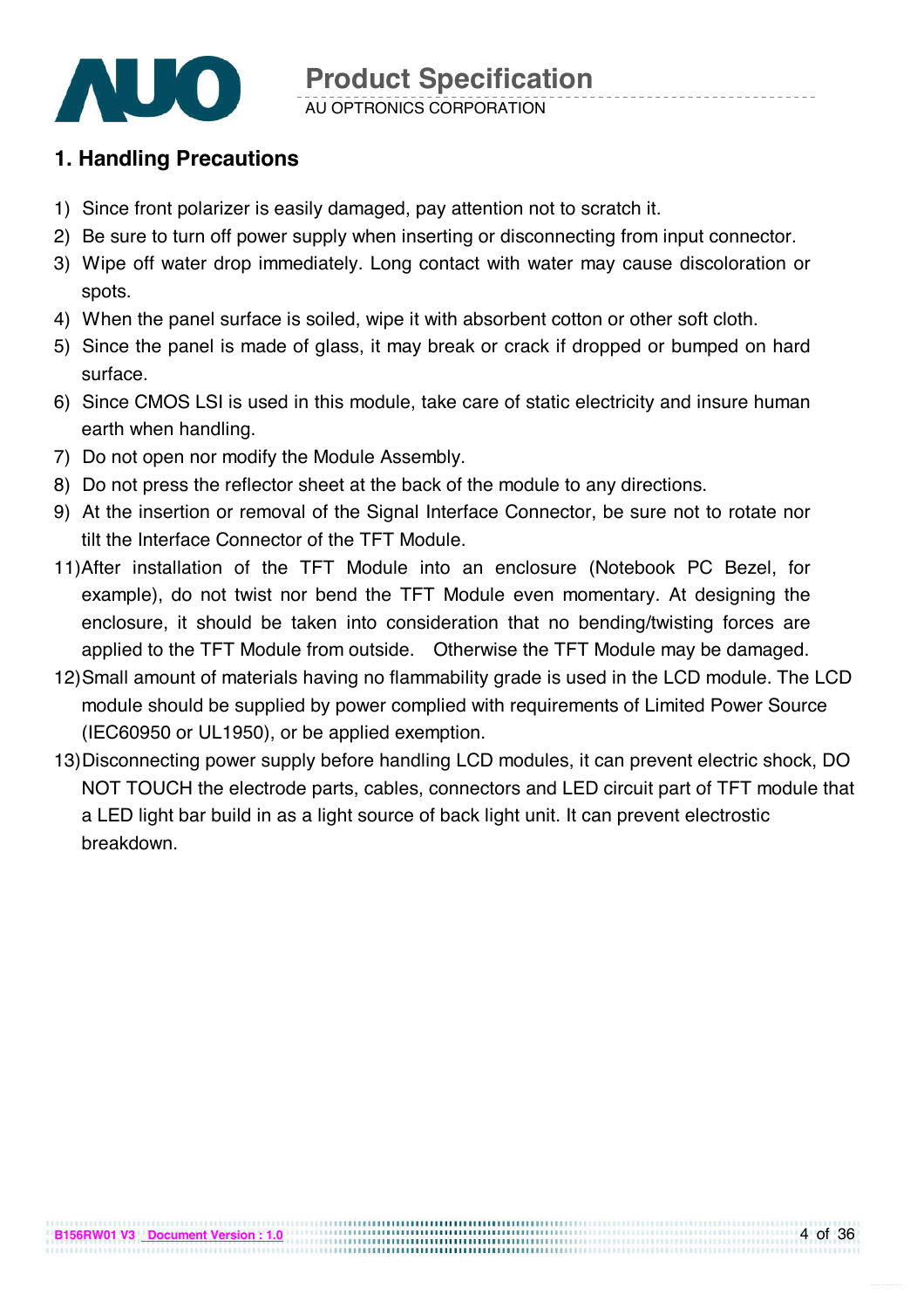## 1. Handling Precautions

1) Since front polarizer is easily damaged, pay attention not to scratch it.
2) Be sure to turn off power supply when inserting or disconnecting from input connector.
3) Wipe off water drop immediately. Long contact with water may cause discoloration or spots.
4) When the panel surface is soiled, wipe it with absorbent cotton or other soft cloth.
5) Since the panel is made of glass, it may break or crack if dropped or bumped on hard surface.
6) Since CMOS LSI is used in this module, take care of static electricity and insure human earth when handling.
7) Do not open nor modify the Module Assembly.
8) Do not press the reflector sheet at the back of the module to any directions.
9) At the insertion or removal of the Signal Interface Connector, be sure not to rotate nor tilt the Interface Connector of the TFT Module.

11) After installation of the TFT Module into an enclosure (Notebook PC Bezel, for example), do not twist nor bend the TFT Module even momentary. At designing the enclosure, it should be taken into consideration that no bending/twisting forces are applied to the TFT Module from outside. Otherwise the TFT Module may be damaged.
12) Small amount of materials having no flammability grade is used in the LCD module. The LCD module should be supplied by power complied with requirements of Limited Power Source (IEC60950 or UL1950), or be applied exemption.
13) Disconnecting power supply before handling LCD modules, it can prevent electric shock, DO NOT TOUCH the electrode parts, cables, connectors and LED circuit part of TFT module that a LED light bar build in as a light source of back light unit. It can prevent electrostic breakdown.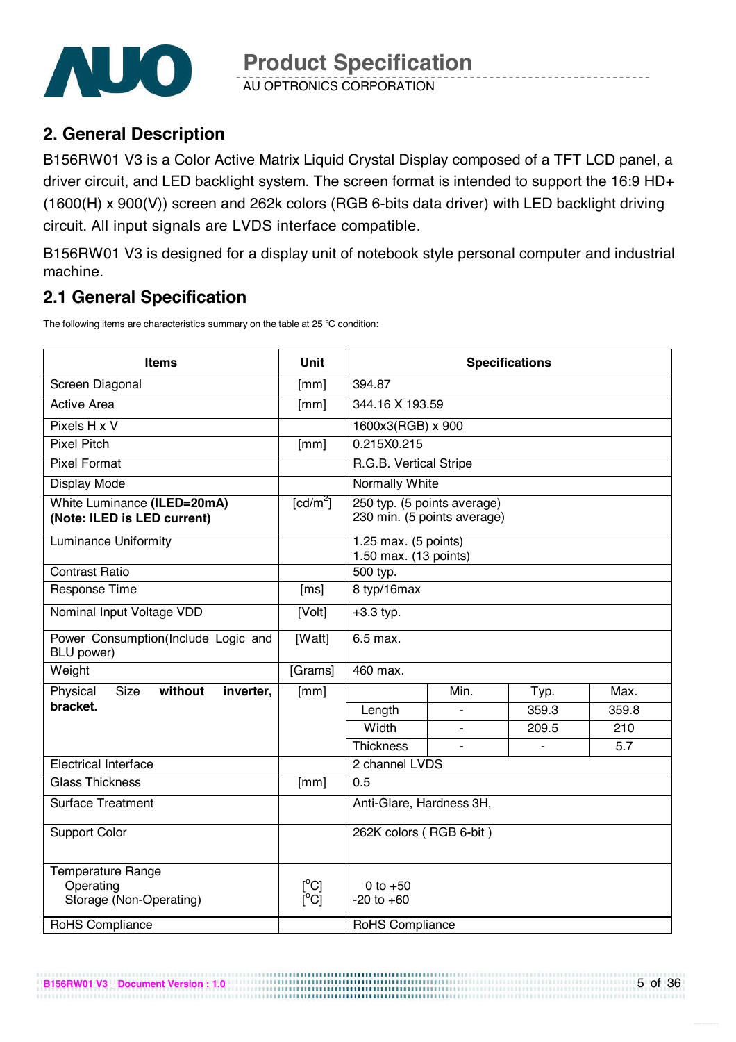## 2. General Description

B156RW01 V3 is a Color Active Matrix Liquid Crystal Display composed of a TFT LCD panel, a driver circuit, and LED backlight system. The screen format is intended to support the 16:9 HD+ (1600(H) x 900(V)) screen and 262k colors (RGB 6-bits data driver) with LED backlight driving circuit. All input signals are LVDS interface compatible.

B156RW01 V3 is designed for a display unit of notebook style personal computer and industrial machine.

## 2.1 General Specification

The following items are characteristics summary on the table at 25 ℃ condition:

| Items | Unit | Specifications | | | |
|---|---|---|---|---|---|
| Screen Diagonal | [mm] | 394.87 | | | |
| Active Area | [mm] | 344.16 X 193.59 | | | |
| Pixels H x V | | 1600x3(RGB) x 900 | | | |
| Pixel Pitch | [mm] | 0.215X0.215 | | | |
| Pixel Format | | R.G.B. Vertical Stripe | | | |
| Display Mode | | Normally White | | | |
| White Luminance **(ILED=20mA)** **(Note: ILED is LED current)** | [cd/m$^2$] | 250 typ. (5 points average)<br>230 min. (5 points average) | | | |
| Luminance Uniformity | | 1.25 max. (5 points)<br>1.50 max. (13 points) | | | |
| Contrast Ratio | | 500 typ. | | | |
| Response Time | [ms] | 8 typ/16max | | | |
| Nominal Input Voltage VDD | [Volt] | +3.3 typ. | | | |
| Power Consumption(Include Logic and BLU power) | [Watt] | 6.5 max. | | | |
| Weight | [Grams] | 460 max. | | | |
| Physical Size **without** inverter, **bracket.** | [mm] | | Min. | Typ. | Max. |
| | | Length | - | 359.3 | 359.8 |
| | | Width | - | 209.5 | 210 |
| | | Thickness | - | - | 5.7 |
| Electrical Interface | | 2 channel LVDS | | | |
| Glass Thickness | [mm] | 0.5 | | | |
| Surface Treatment | | Anti-Glare, Hardness 3H, | | | |
| Support Color | | 262K colors ( RGB 6-bit ) | | | |
| Temperature Range<br>Operating<br>Storage (Non-Operating) | <br>[$^o$C]<br>[$^o$C] | <br>0 to +50<br>-20 to +60 | | | |
| RoHS Compliance | | RoHS Compliance | | | |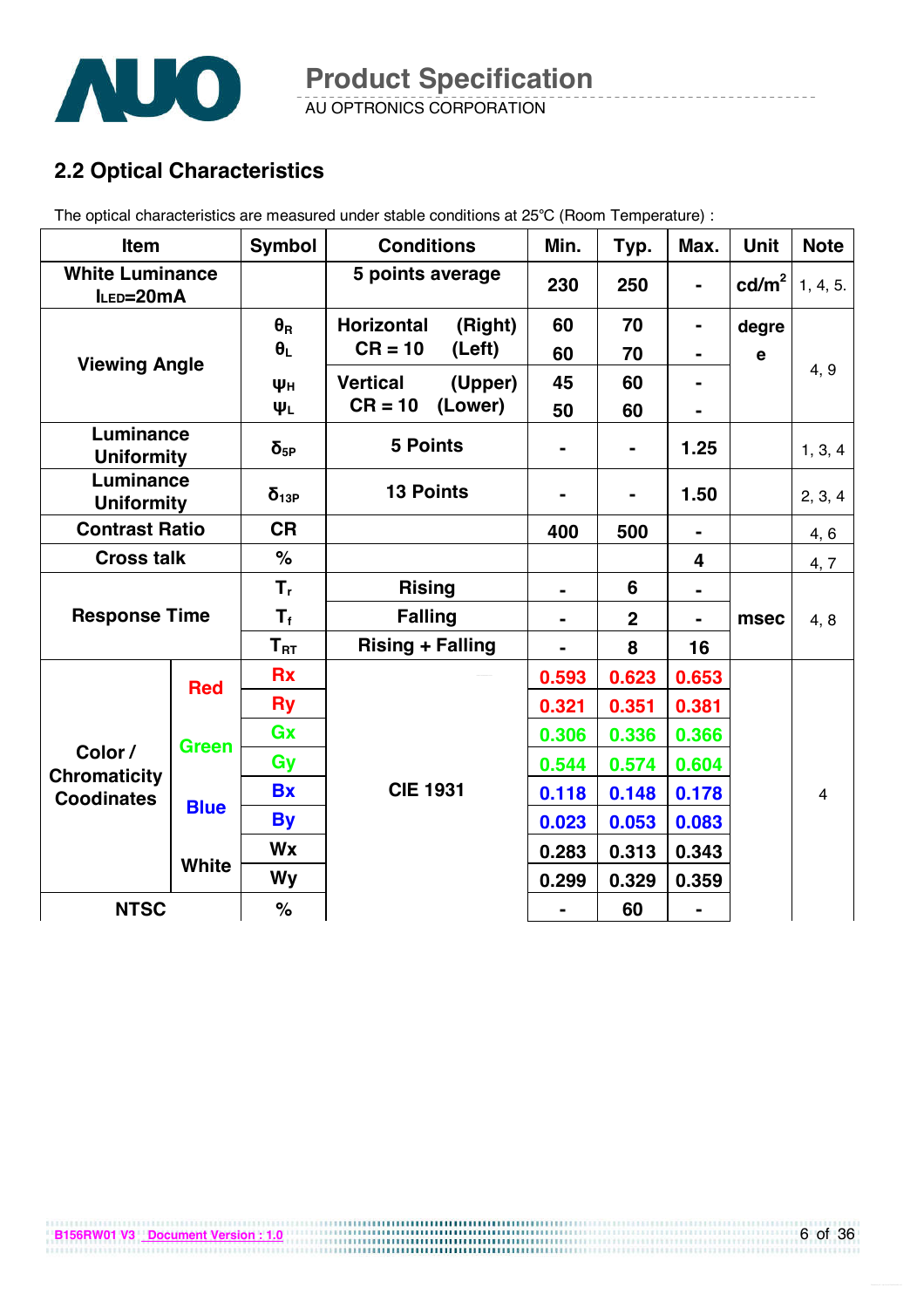## 2.2 Optical Characteristics

The optical characteristics are measured under stable conditions at 25℃ (Room Temperature) :

| Item | | Symbol | Conditions | Min. | Typ. | Max. | Unit | Note |
|---|---|---|---|---|---|---|---|---|
| White Luminance $I_{LED}$=20mA | | | 5 points average | 230 | 250 | - | cd/m² | 1, 4, 5. |
| Viewing Angle | | $\theta_R$ | Horizontal (Right) CR = 10 | 60 | 70 | - | degree | 4, 9 |
| | | $\theta_L$ | (Left) | 60 | 70 | - | | |
| | | $\psi_H$ | Vertical (Upper) CR = 10 | 45 | 60 | - | | |
| | | $\psi_L$ | (Lower) | 50 | 60 | - | | |
| Luminance Uniformity | | $\delta_{5P}$ | 5 Points | - | - | 1.25 | | 1, 3, 4 |
| Luminance Uniformity | | $\delta_{13P}$ | 13 Points | - | - | 1.50 | | 2, 3, 4 |
| Contrast Ratio | | CR | | 400 | 500 | - | | 4, 6 |
| Cross talk | | % | | | | 4 | | 4, 7 |
| Response Time | | $T_r$ | Rising | - | 6 | - | msec | 4, 8 |
| | | $T_f$ | Falling | - | 2 | - | | |
| | | $T_{RT}$ | Rising + Falling | - | 8 | 16 | | |
| Color / Chromaticity Coodinates | Red | Rx | CIE 1931 | 0.593 | 0.623 | 0.653 | | 4 |
| | | Ry | | 0.321 | 0.351 | 0.381 | | |
| | Green | Gx | | 0.306 | 0.336 | 0.366 | | |
| | | Gy | | 0.544 | 0.574 | 0.604 | | |
| | Blue | Bx | | 0.118 | 0.148 | 0.178 | | |
| | | By | | 0.023 | 0.053 | 0.083 | | |
| | White | Wx | | 0.283 | 0.313 | 0.343 | | |
| | | Wy | | 0.299 | 0.329 | 0.359 | | |
| NTSC | | % | | - | 60 | - | | |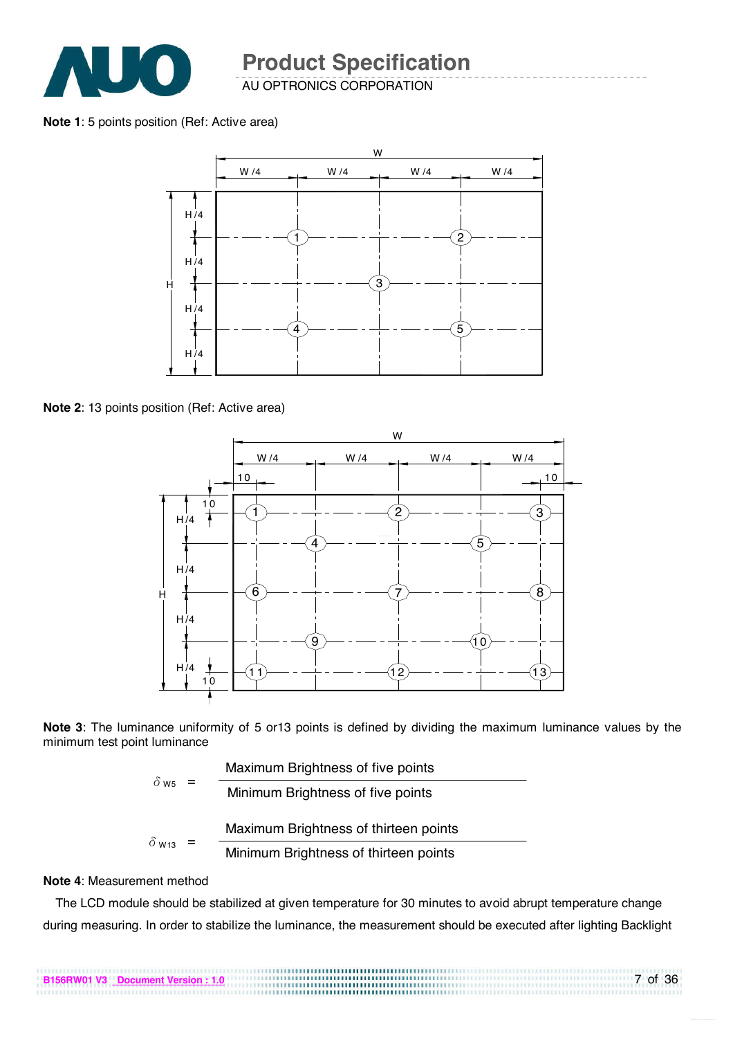**Note 1**: 5 points position (Ref: Active area)

**Note 2**: 13 points position (Ref: Active area)

**Note 3**: The luminance uniformity of 5 or13 points is defined by dividing the maximum luminance values by the minimum test point luminance

$$\delta_{W5} = \frac{\text{Maximum Brightness of five points}}{\text{Minimum Brightness of five points}}$$

$$\delta_{W13} = \frac{\text{Maximum Brightness of thirteen points}}{\text{Minimum Brightness of thirteen points}}$$

**Note 4**: Measurement method

The LCD module should be stabilized at given temperature for 30 minutes to avoid abrupt temperature change during measuring. In order to stabilize the luminance, the measurement should be executed after lighting Backlight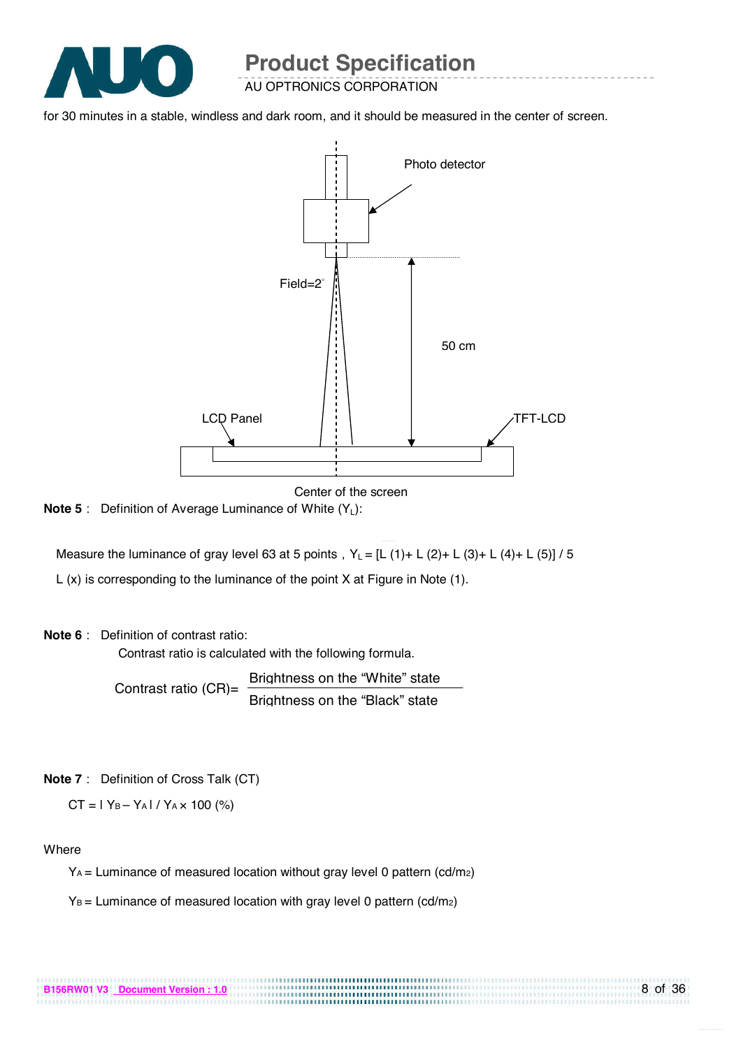for 30 minutes in a stable, windless and dark room, and it should be measured in the center of screen.

Photo detector

Field=2°

50 cm

LCD Panel

TFT-LCD

Center of the screen

**Note 5** : Definition of Average Luminance of White ($Y_L$):

Measure the luminance of gray level 63 at 5 points , $Y_L$ = [L (1)+ L (2)+ L (3)+ L (4)+ L (5)] / 5

L (x) is corresponding to the luminance of the point X at Figure in Note (1).

**Note 6** : Definition of contrast ratio:

Contrast ratio is calculated with the following formula.

$$\text{Contrast ratio (CR)} = \frac{\text{Brightness on the "White" state}}{\text{Brightness on the "Black" state}}$$

**Note 7** : Definition of Cross Talk (CT)

$$CT = | Y_B - Y_A | / Y_A \times 100\ (\%)$$

Where

$Y_A$ = Luminance of measured location without gray level 0 pattern (cd/m2)

$Y_B$ = Luminance of measured location with gray level 0 pattern (cd/m2)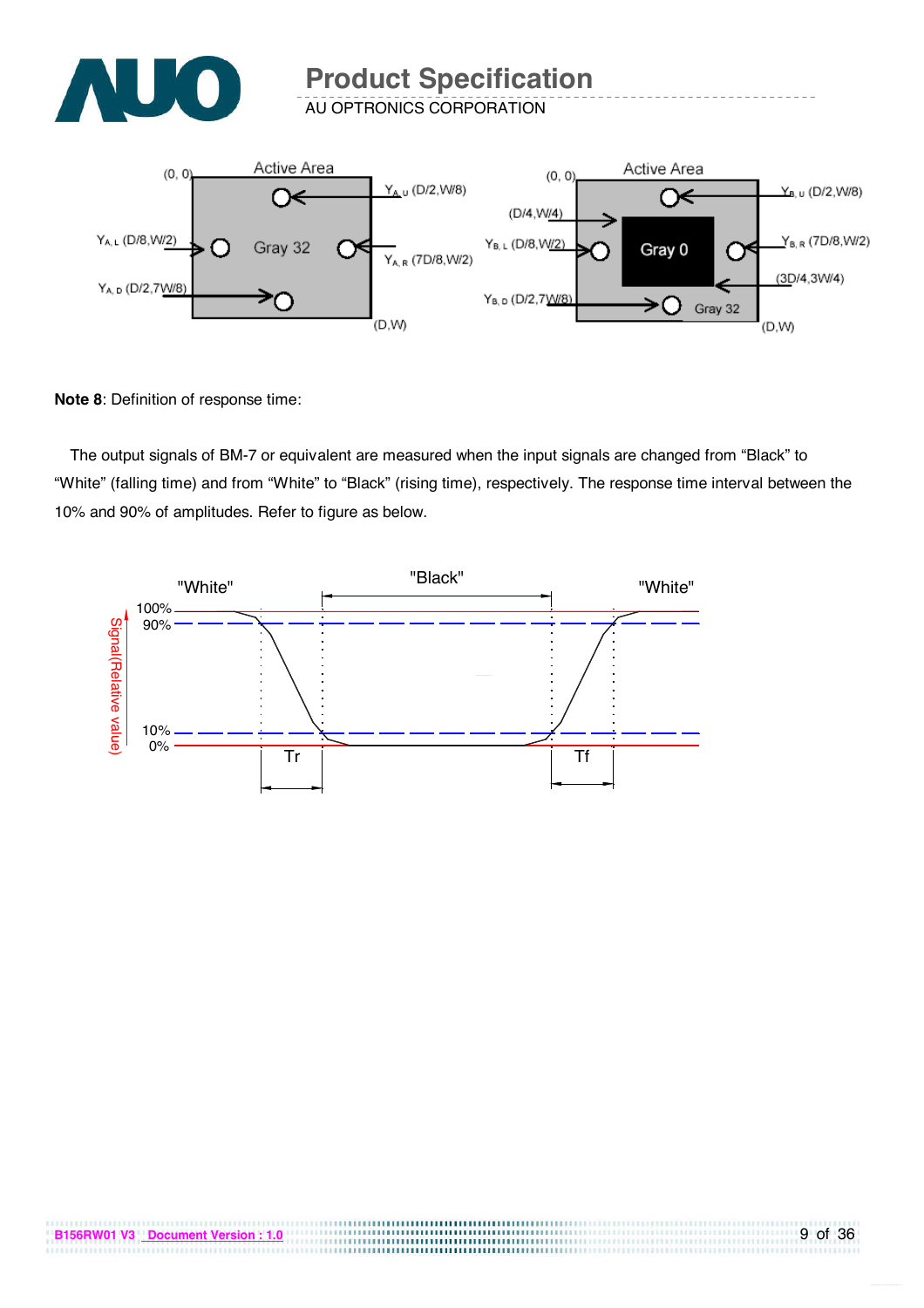**Note 8**: Definition of response time:

The output signals of BM-7 or equivalent are measured when the input signals are changed from "Black" to "White" (falling time) and from "White" to "Black" (rising time), respectively. The response time interval between the 10% and 90% of amplitudes. Refer to figure as below.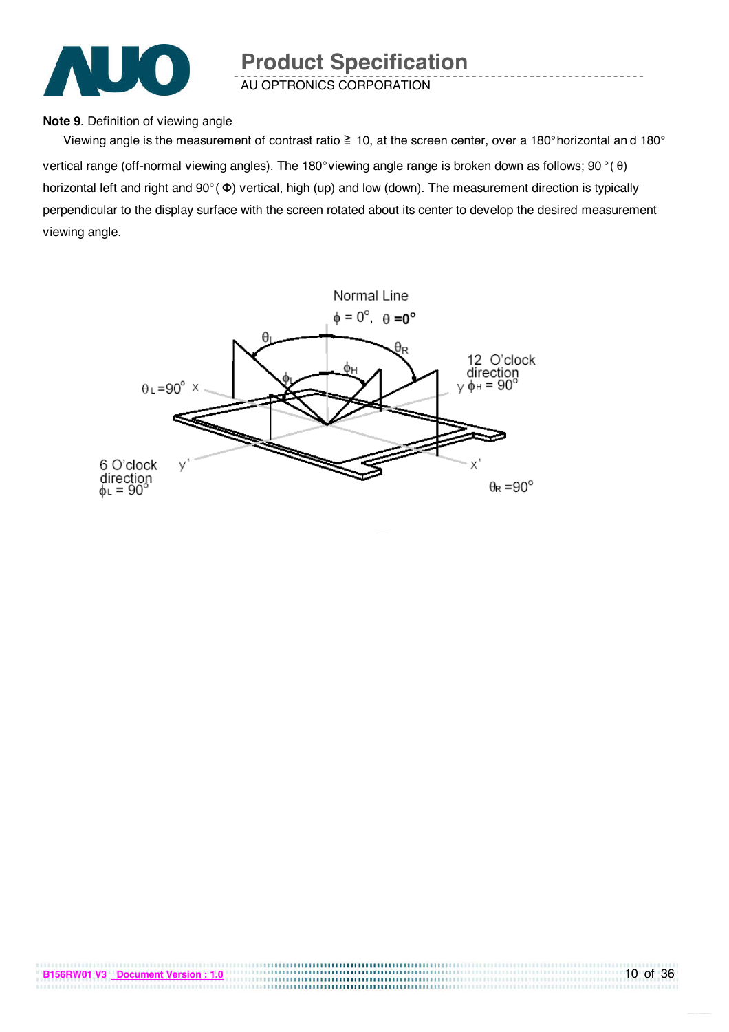**Note 9**. Definition of viewing angle

Viewing angle is the measurement of contrast ratio ≧ 10, at the screen center, over a 180° horizontal and 180° vertical range (off-normal viewing angles). The 180° viewing angle range is broken down as follows; 90 ° ( θ) horizontal left and right and 90° ( Φ) vertical, high (up) and low (down). The measurement direction is typically perpendicular to the display surface with the screen rotated about its center to develop the desired measurement viewing angle.

Normal Line

$\phi = 0^\circ$, $\theta = 0^\circ$

$\theta_L$ $\theta_R$ $\phi_L$ $\phi_H$

$\theta_L = 90^\circ$ x

12 O'clock direction y $\phi_H = 90^\circ$

6 O'clock direction $\phi_L = 90^\circ$ y'

x'

$\theta_R = 90^\circ$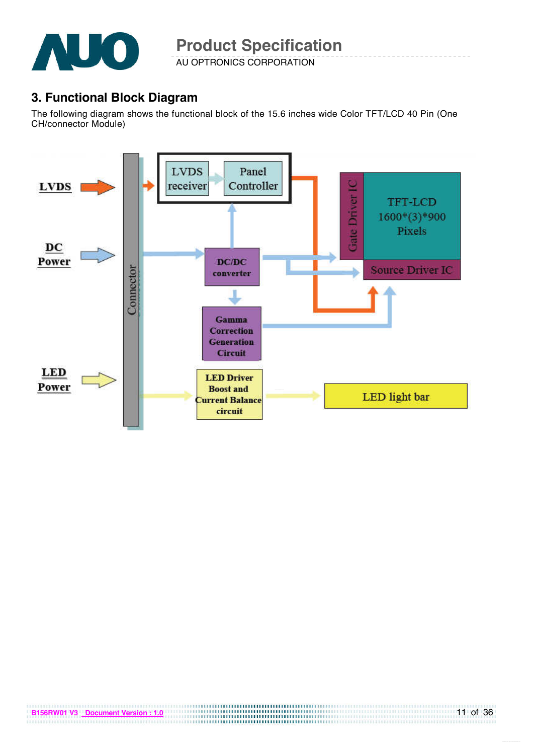## 3. Functional Block Diagram

The following diagram shows the functional block of the 15.6 inches wide Color TFT/LCD 40 Pin (One CH/connector Module)

LVDS

DC Power

LED Power

Connector

LVDS receiver

Panel Controller

DC/DC converter

Gamma Correction Generation Circuit

LED Driver Boost and Current Balance circuit

Gate Driver IC

TFT-LCD 1600*(3)*900 Pixels

Source Driver IC

LED light bar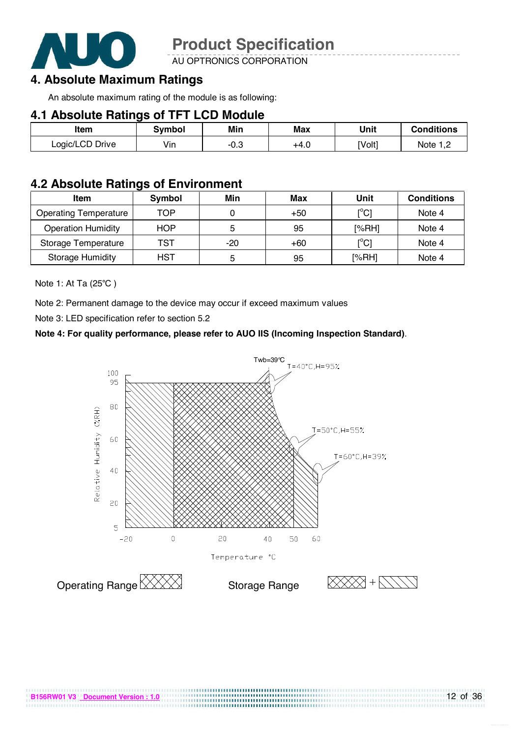# 4. Absolute Maximum Ratings

An absolute maximum rating of the module is as following:

## 4.1 Absolute Ratings of TFT LCD Module

| Item | Symbol | Min | Max | Unit | Conditions |
| --- | --- | --- | --- | --- | --- |
| Logic/LCD Drive | Vin | -0.3 | +4.0 | [Volt] | Note 1,2 |

## 4.2 Absolute Ratings of Environment

| Item | Symbol | Min | Max | Unit | Conditions |
| --- | --- | --- | --- | --- | --- |
| Operating Temperature | TOP | 0 | +50 | [°C] | Note 4 |
| Operation Humidity | HOP | 5 | 95 | [%RH] | Note 4 |
| Storage Temperature | TST | -20 | +60 | [°C] | Note 4 |
| Storage Humidity | HST | 5 | 95 | [%RH] | Note 4 |

Note 1: At Ta (25°C )

Note 2: Permanent damage to the device may occur if exceed maximum values

Note 3: LED specification refer to section 5.2

**Note 4: For quality performance, please refer to AUO IIS (Incoming Inspection Standard).**

Twb=39°C

T=40°C,H=95%

T=50°C,H=55%

T=60°C,H=39%

Relative Humidity (%RH)

Temperature °C

Operating Range

Storage Range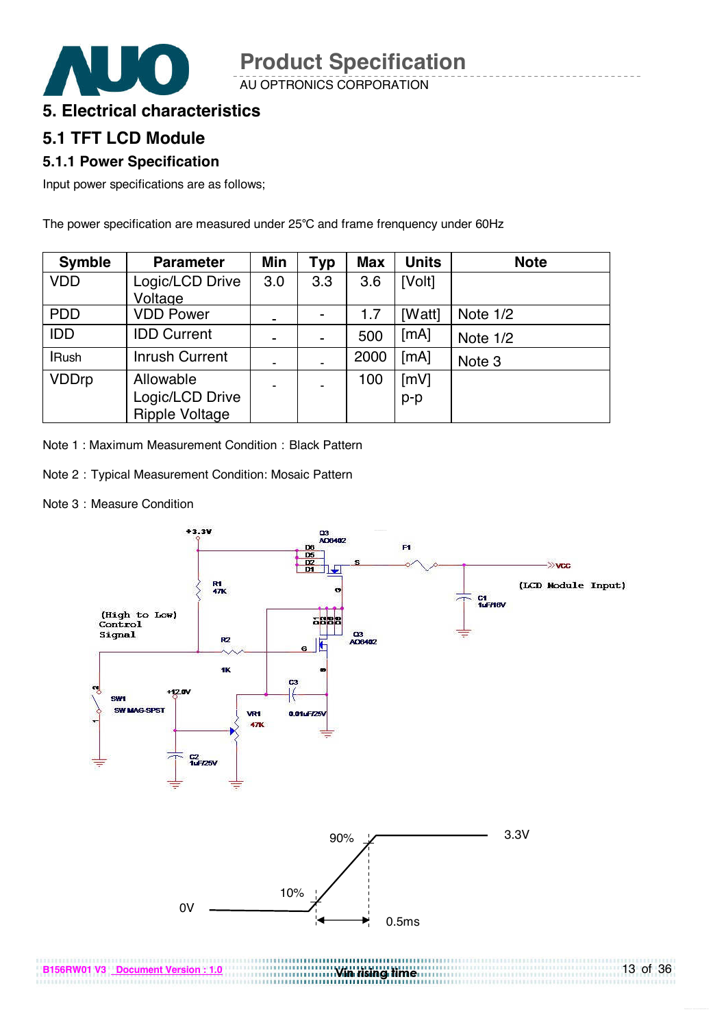## 5. Electrical characteristics

## 5.1 TFT LCD Module

### 5.1.1 Power Specification

Input power specifications are as follows;

The power specification are measured under 25℃ and frame frenquency under 60Hz

| Symble | Parameter | Min | Typ | Max | Units | Note |
|---|---|---|---|---|---|---|
| VDD | Logic/LCD Drive Voltage | 3.0 | 3.3 | 3.6 | [Volt] | |
| PDD | VDD Power | - | - | 1.7 | [Watt] | Note 1/2 |
| IDD | IDD Current | - | - | 500 | [mA] | Note 1/2 |
| IRush | Inrush Current | - | - | 2000 | [mA] | Note 3 |
| VDDrp | Allowable Logic/LCD Drive Ripple Voltage | - | - | 100 | [mV] p-p | |

Note 1 : Maximum Measurement Condition : Black Pattern

Note 2 : Typical Measurement Condition: Mosaic Pattern

Note 3 : Measure Condition

+3.3V, Q3 AO6402, D6, D5, D2, D1, S, F1, VCC (LCD Module Input), C1 1uF/16V, R1 47K, (High to Low) Control Signal, R2 1K, G, Q3 AO6402, C3 0.01uF/25V, SW1 SW MAG-SPST, +12.0V, VR1 47K, C2 1uF/25V

90% 3.3V

10%

0V

0.5ms

Vin rising time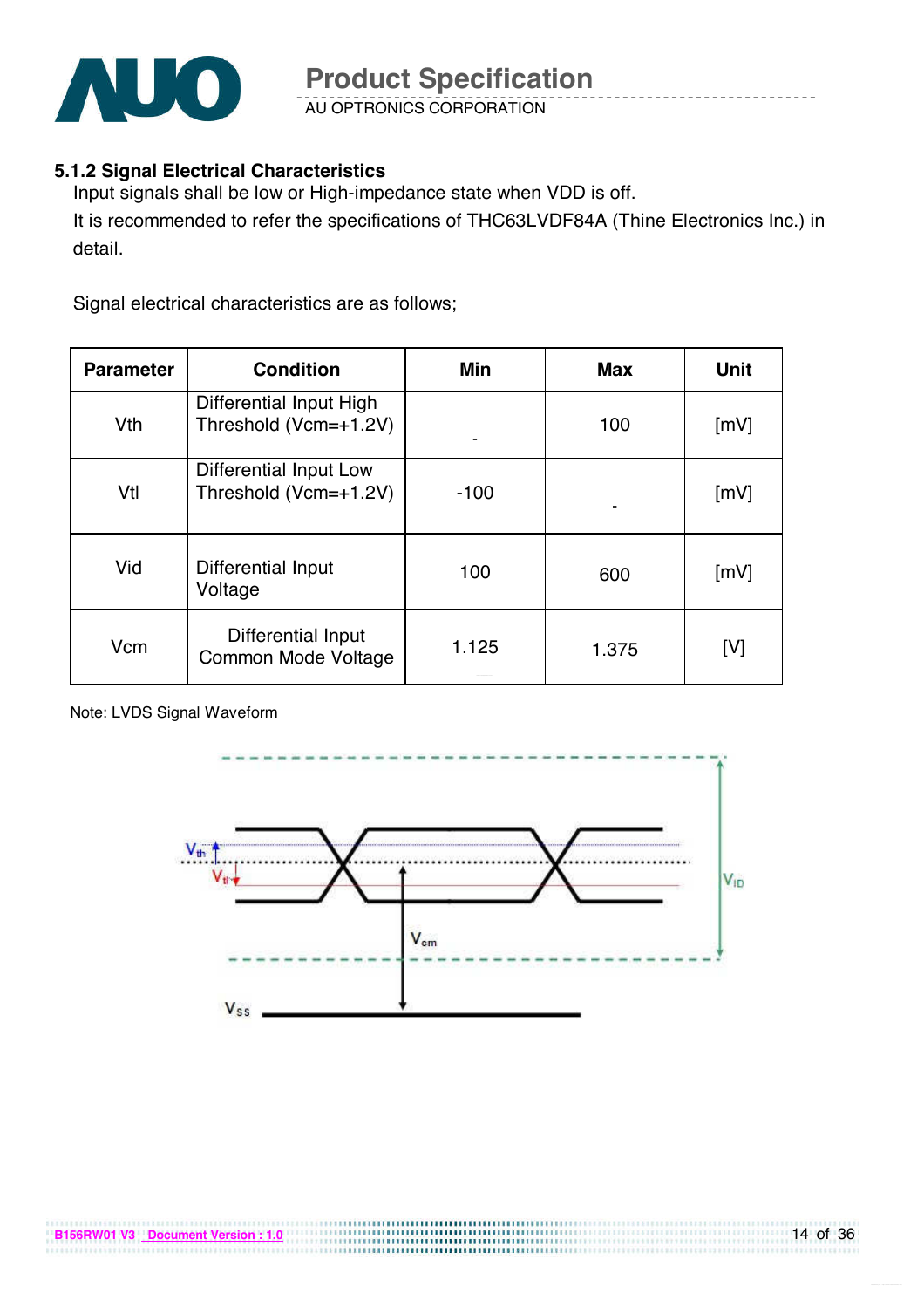### 5.1.2 Signal Electrical Characteristics

Input signals shall be low or High-impedance state when VDD is off.

It is recommended to refer the specifications of THC63LVDF84A (Thine Electronics Inc.) in detail.

Signal electrical characteristics are as follows;

| Parameter | Condition | Min | Max | Unit |
|---|---|---|---|---|
| Vth | Differential Input High Threshold (Vcm=+1.2V) | - | 100 | [mV] |
| Vtl | Differential Input Low Threshold (Vcm=+1.2V) | -100 | - | [mV] |
| Vid | Differential Input Voltage | 100 | 600 | [mV] |
| Vcm | Differential Input Common Mode Voltage | 1.125 | 1.375 | [V] |

Note: LVDS Signal Waveform

$V_{th}$ $V_{tl}$ $V_{cm}$ $V_{ID}$ $V_{SS}$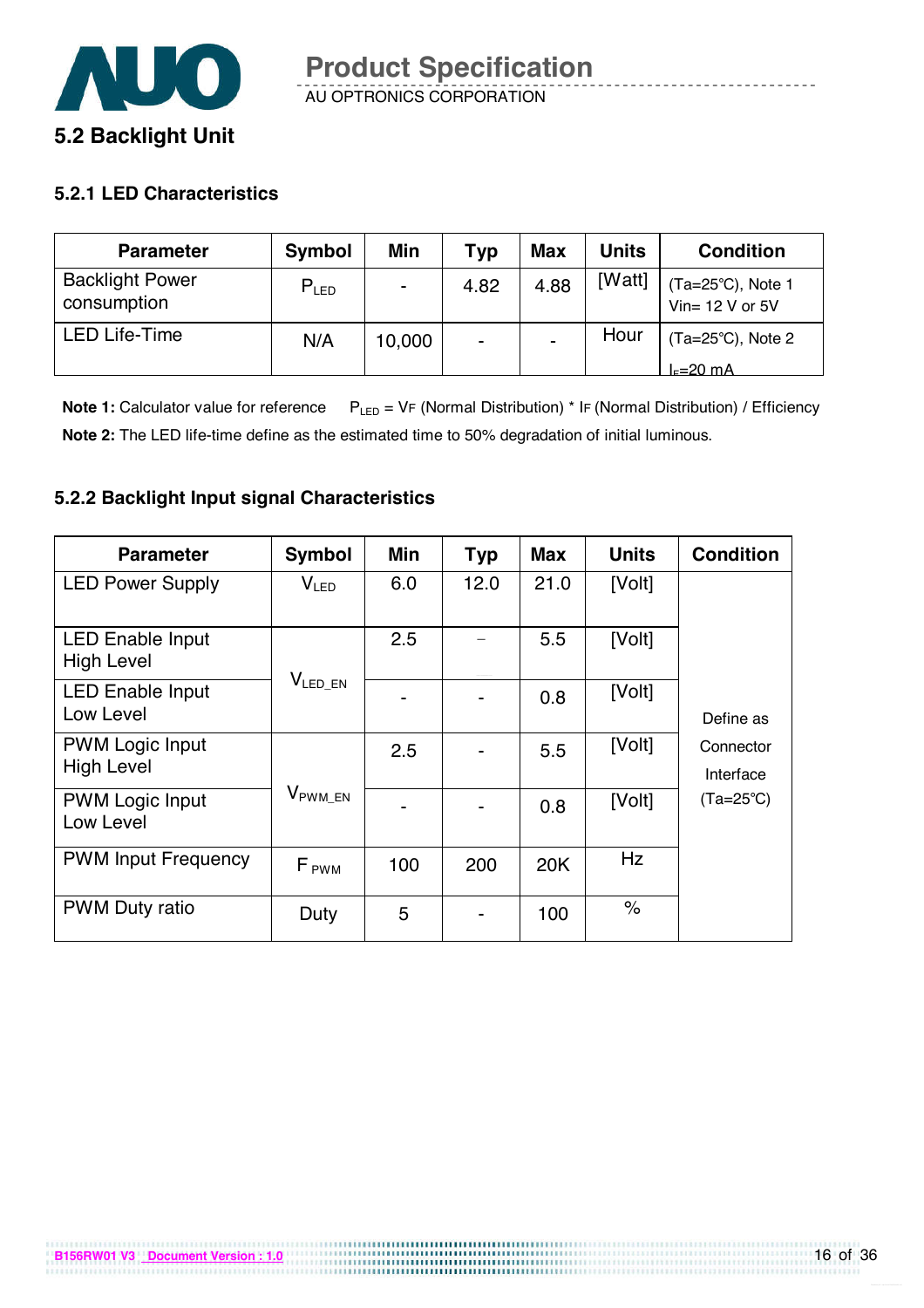## 5.2 Backlight Unit

### 5.2.1 LED Characteristics

| Parameter | Symbol | Min | Typ | Max | Units | Condition |
|---|---|---|---|---|---|---|
| Backlight Power consumption | $P_{LED}$ | - | 4.82 | 4.88 | [Watt] | (Ta=25℃), Note 1 Vin= 12 V or 5V |
| LED Life-Time | N/A | 10,000 | - | - | Hour | (Ta=25℃), Note 2 $I_F$=20 mA |

**Note 1:** Calculator value for reference $P_{LED}$ = VF (Normal Distribution) * IF (Normal Distribution) / Efficiency

**Note 2:** The LED life-time define as the estimated time to 50% degradation of initial luminous.

### 5.2.2 Backlight Input signal Characteristics

| Parameter | Symbol | Min | Typ | Max | Units | Condition |
|---|---|---|---|---|---|---|
| LED Power Supply | $V_{LED}$ | 6.0 | 12.0 | 21.0 | [Volt] | Define as Connector Interface (Ta=25℃) |
| LED Enable Input High Level | $V_{LED\_EN}$ | 2.5 | – | 5.5 | [Volt] | |
| LED Enable Input Low Level | | - | - | 0.8 | [Volt] | |
| PWM Logic Input High Level | $V_{PWM\_EN}$ | 2.5 | - | 5.5 | [Volt] | |
| PWM Logic Input Low Level | | - | - | 0.8 | [Volt] | |
| PWM Input Frequency | $F_{PWM}$ | 100 | 200 | 20K | Hz | |
| PWM Duty ratio | Duty | 5 | - | 100 | % | |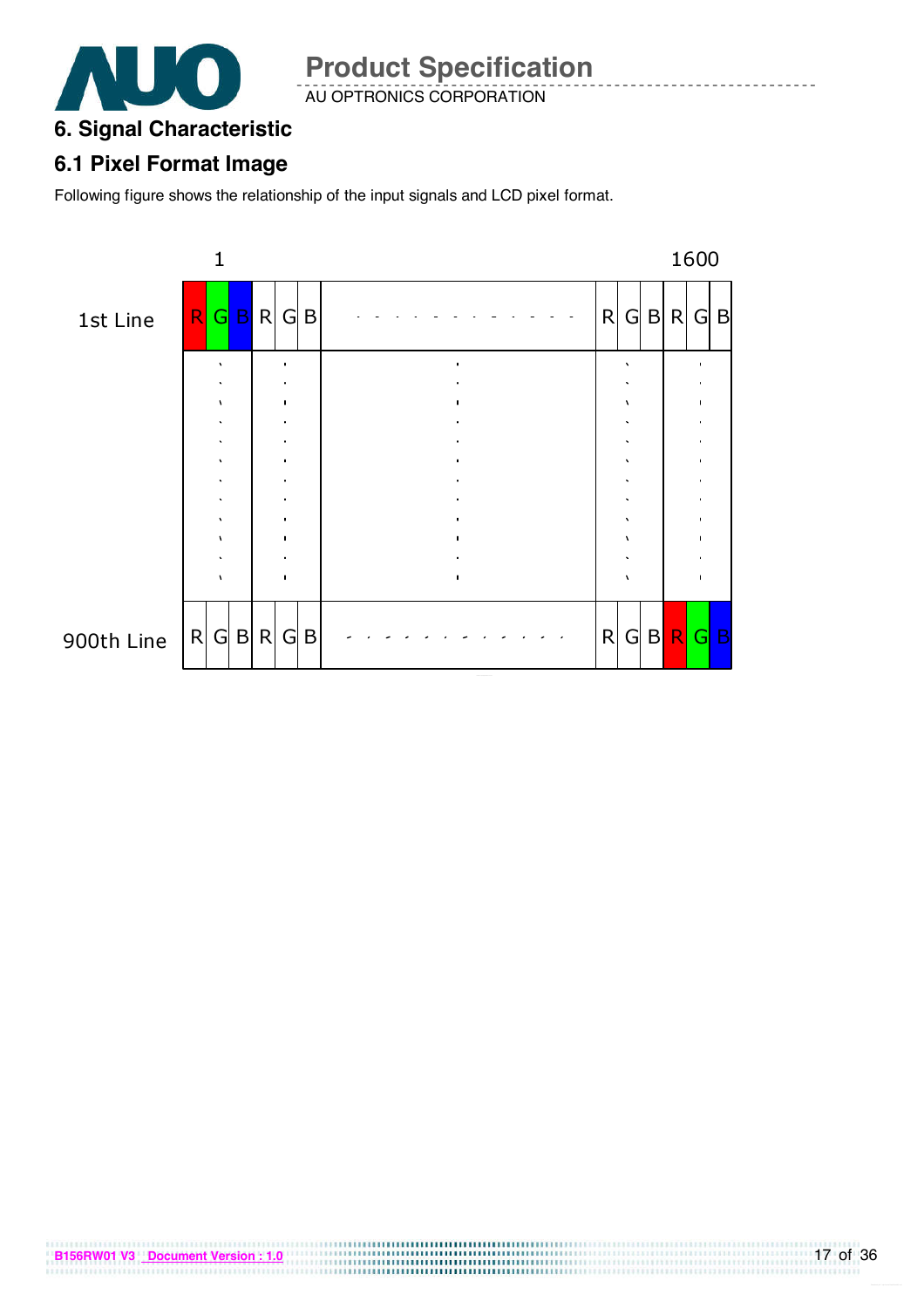# 6. Signal Characteristic

## 6.1 Pixel Format Image

Following figure shows the relationship of the input signals and LCD pixel format.

| | 1 | | | | | | | | | | | | 1600 | |
|---|---|---|---|---|---|---|---|---|---|---|---|---|---|---|
| 1st Line | R | G | B | R | G | B | - - - - - - - - - - - - | R | G | B | R | G | B |
| | ⋮ | | | ⋮ | | | ⋮ | | ⋮ | | | ⋮ | |
| 900th Line | R | G | B | R | G | B | - - - - - - - - - - - - | R | G | B | R | G | B |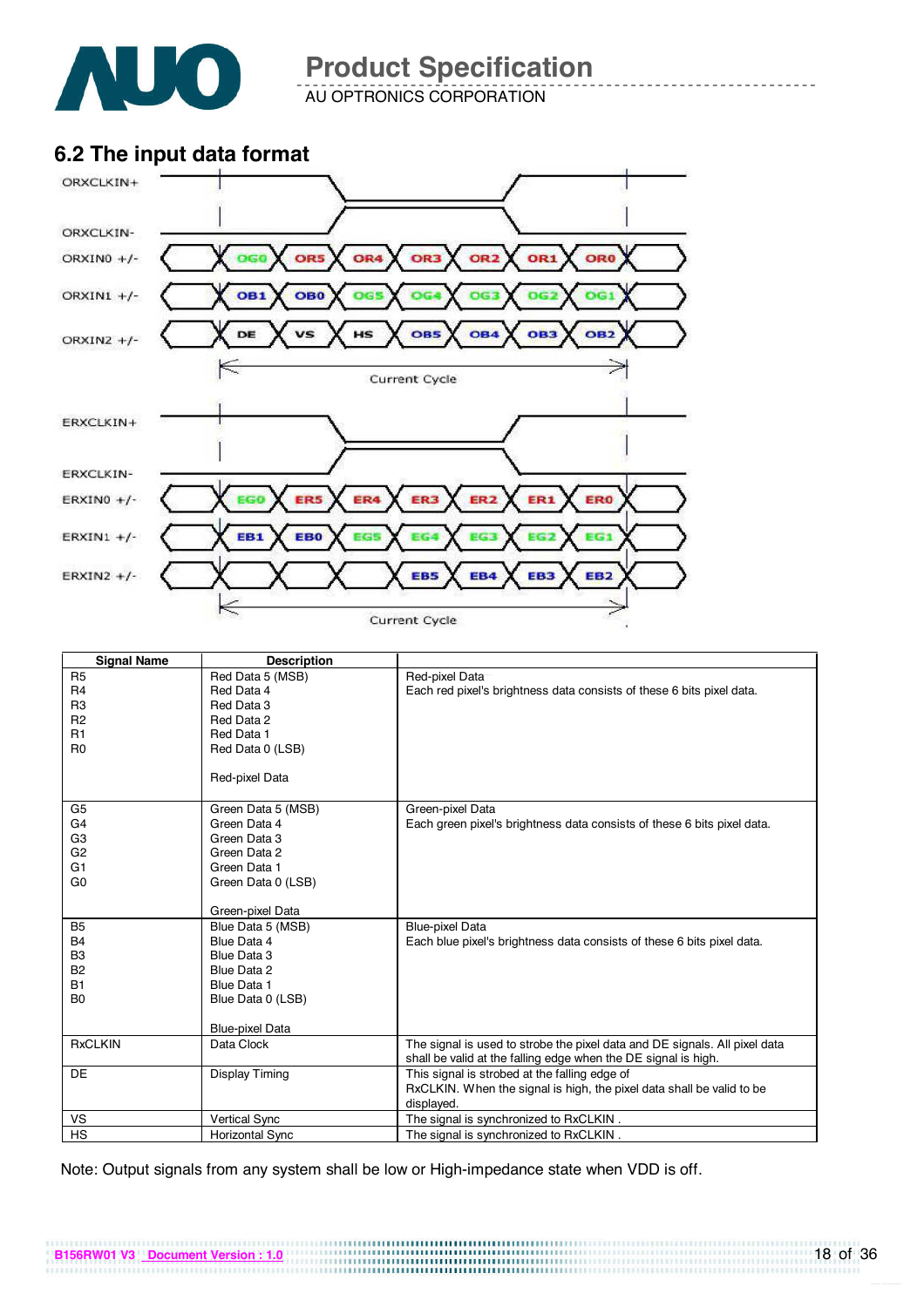## 6.2 The input data format

ORXCLKIN+

ORXCLKIN-

ORXIN0 +/- : OG0, OR5, OR4, OR3, OR2, OR1, OR0

ORXIN1 +/- : OB1, OB0, OG5, OG4, OG3, OG2, OG1

ORXIN2 +/- : DE, VS, HS, OB5, OB4, OB3, OB2

Current Cycle

ERXCLKIN+

ERXCLKIN-

ERXIN0 +/- : EG0, ER5, ER4, ER3, ER2, ER1, ER0

ERXIN1 +/- : EB1, EB0, EG5, EG4, EG3, EG2, EG1

ERXIN2 +/- : EB5, EB4, EB3, EB2

Current Cycle

| Signal Name | Description | |
|---|---|---|
| R5<br>R4<br>R3<br>R2<br>R1<br>R0 | Red Data 5 (MSB)<br>Red Data 4<br>Red Data 3<br>Red Data 2<br>Red Data 1<br>Red Data 0 (LSB)<br><br>Red-pixel Data | Red-pixel Data<br>Each red pixel's brightness data consists of these 6 bits pixel data. |
| G5<br>G4<br>G3<br>G2<br>G1<br>G0 | Green Data 5 (MSB)<br>Green Data 4<br>Green Data 3<br>Green Data 2<br>Green Data 1<br>Green Data 0 (LSB)<br><br>Green-pixel Data | Green-pixel Data<br>Each green pixel's brightness data consists of these 6 bits pixel data. |
| B5<br>B4<br>B3<br>B2<br>B1<br>B0 | Blue Data 5 (MSB)<br>Blue Data 4<br>Blue Data 3<br>Blue Data 2<br>Blue Data 1<br>Blue Data 0 (LSB)<br><br>Blue-pixel Data | Blue-pixel Data<br>Each blue pixel's brightness data consists of these 6 bits pixel data. |
| RxCLKIN | Data Clock | The signal is used to strobe the pixel data and DE signals. All pixel data shall be valid at the falling edge when the DE signal is high. |
| DE | Display Timing | This signal is strobed at the falling edge of RxCLKIN. When the signal is high, the pixel data shall be valid to be displayed. |
| VS | Vertical Sync | The signal is synchronized to RxCLKIN . |
| HS | Horizontal Sync | The signal is synchronized to RxCLKIN . |

Note: Output signals from any system shall be low or High-impedance state when VDD is off.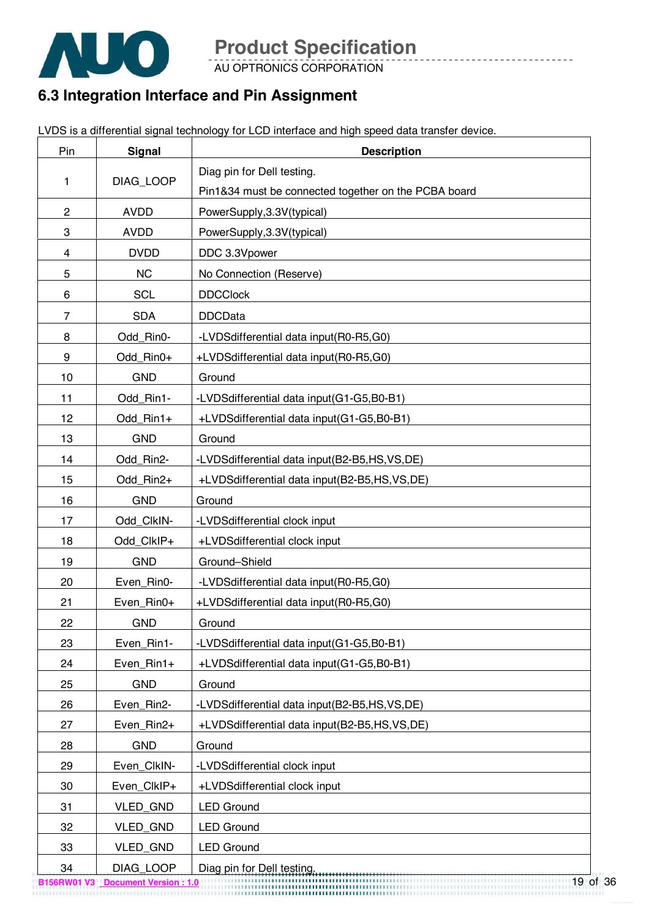## 6.3 Integration Interface and Pin Assignment

LVDS is a differential signal technology for LCD interface and high speed data transfer device.

| Pin | Signal | Description |
|---|---|---|
| 1 | DIAG_LOOP | Diag pin for Dell testing.<br>Pin1&34 must be connected together on the PCBA board |
| 2 | AVDD | PowerSupply,3.3V(typical) |
| 3 | AVDD | PowerSupply,3.3V(typical) |
| 4 | DVDD | DDC 3.3Vpower |
| 5 | NC | No Connection (Reserve) |
| 6 | SCL | DDCClock |
| 7 | SDA | DDCData |
| 8 | Odd_Rin0- | -LVDSdifferential data input(R0-R5,G0) |
| 9 | Odd_Rin0+ | +LVDSdifferential data input(R0-R5,G0) |
| 10 | GND | Ground |
| 11 | Odd_Rin1- | -LVDSdifferential data input(G1-G5,B0-B1) |
| 12 | Odd_Rin1+ | +LVDSdifferential data input(G1-G5,B0-B1) |
| 13 | GND | Ground |
| 14 | Odd_Rin2- | -LVDSdifferential data input(B2-B5,HS,VS,DE) |
| 15 | Odd_Rin2+ | +LVDSdifferential data input(B2-B5,HS,VS,DE) |
| 16 | GND | Ground |
| 17 | Odd_ClkIN- | -LVDSdifferential clock input |
| 18 | Odd_ClkIP+ | +LVDSdifferential clock input |
| 19 | GND | Ground–Shield |
| 20 | Even_Rin0- | -LVDSdifferential data input(R0-R5,G0) |
| 21 | Even_Rin0+ | +LVDSdifferential data input(R0-R5,G0) |
| 22 | GND | Ground |
| 23 | Even_Rin1- | -LVDSdifferential data input(G1-G5,B0-B1) |
| 24 | Even_Rin1+ | +LVDSdifferential data input(G1-G5,B0-B1) |
| 25 | GND | Ground |
| 26 | Even_Rin2- | -LVDSdifferential data input(B2-B5,HS,VS,DE) |
| 27 | Even_Rin2+ | +LVDSdifferential data input(B2-B5,HS,VS,DE) |
| 28 | GND | Ground |
| 29 | Even_ClkIN- | -LVDSdifferential clock input |
| 30 | Even_ClkIP+ | +LVDSdifferential clock input |
| 31 | VLED_GND | LED Ground |
| 32 | VLED_GND | LED Ground |
| 33 | VLED_GND | LED Ground |
| 34 | DIAG_LOOP | Diag pin for Dell testing. |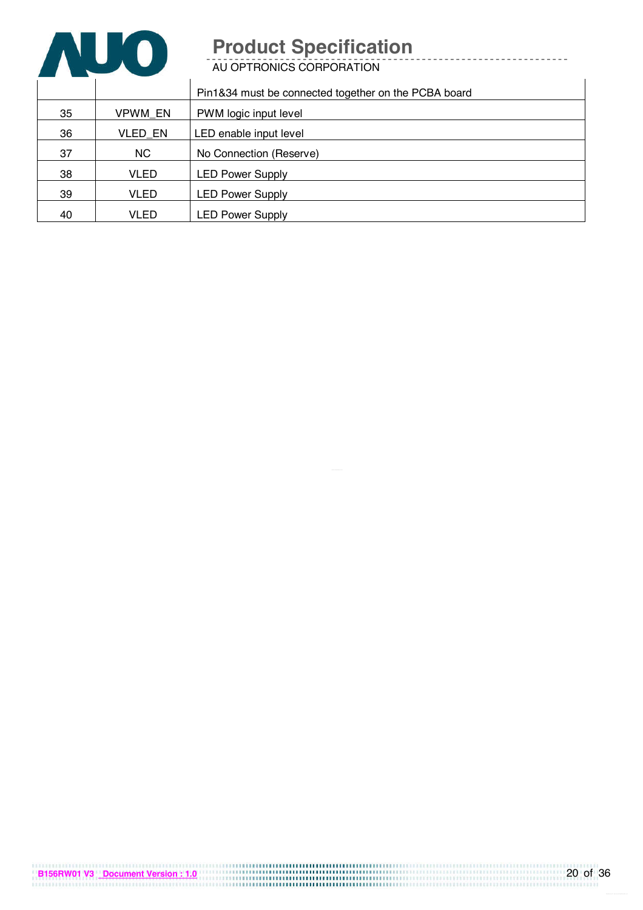| | | |
|---|---|---|
| | | Pin1&34 must be connected together on the PCBA board |
| 35 | VPWM_EN | PWM logic input level |
| 36 | VLED_EN | LED enable input level |
| 37 | NC | No Connection (Reserve) |
| 38 | VLED | LED Power Supply |
| 39 | VLED | LED Power Supply |
| 40 | VLED | LED Power Supply |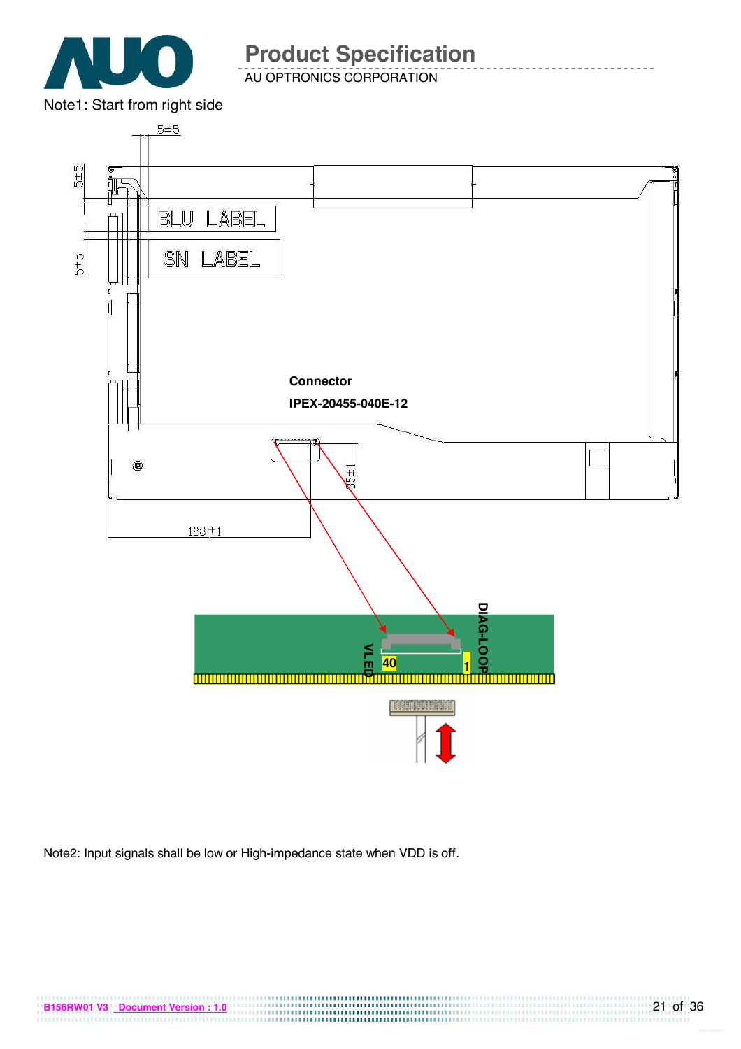Note1: Start from right side

5±5

5±5

5±5

BLU LABEL

SN LABEL

**Connector**

**IPEX-20455-040E-12**

35±1

128±1

**VLED** **40** **1** **DIAG-LOOP**

Note2: Input signals shall be low or High-impedance state when VDD is off.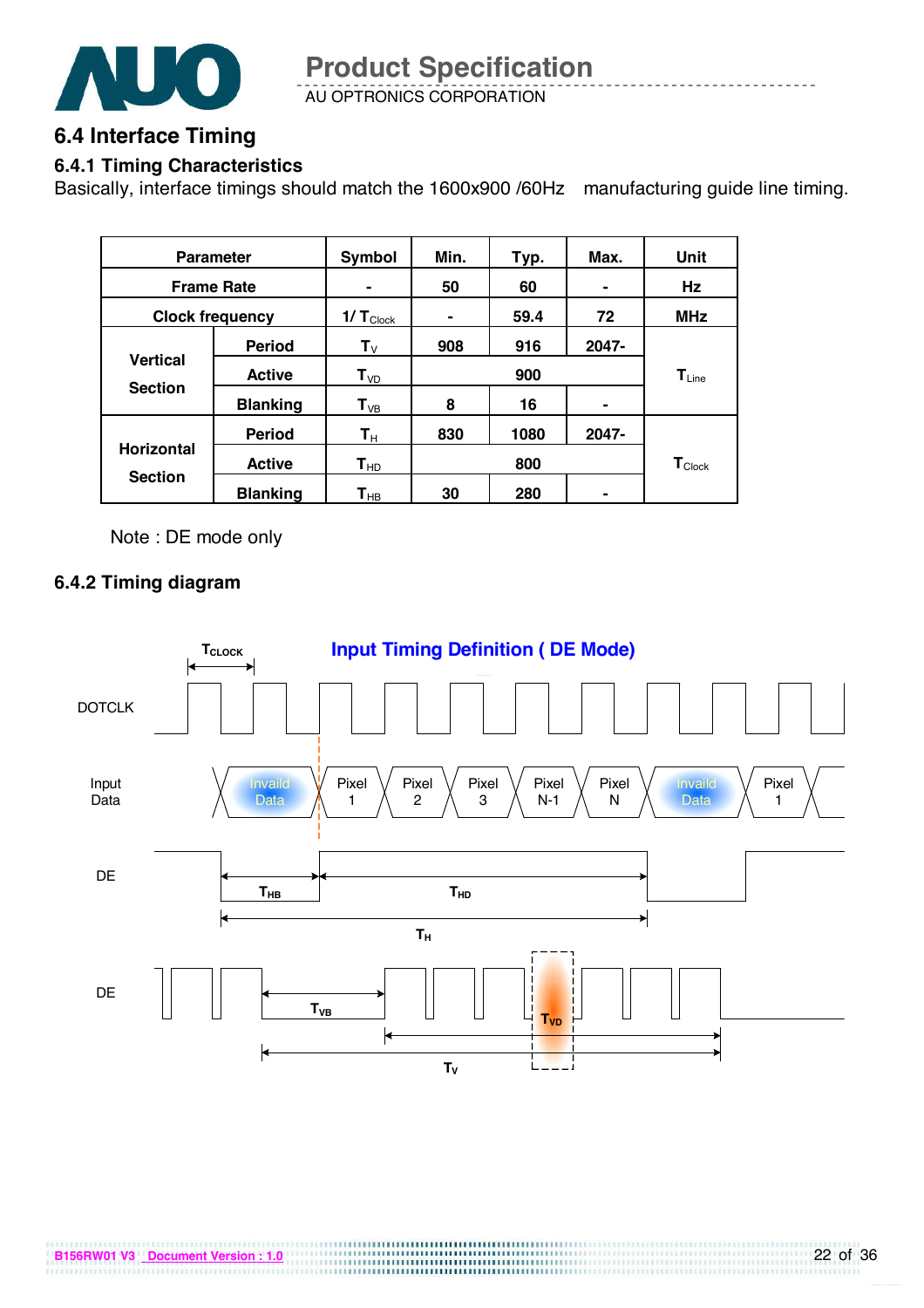## 6.4 Interface Timing

### 6.4.1 Timing Characteristics

Basically, interface timings should match the 1600x900 /60Hz manufacturing guide line timing.

| Parameter | | Symbol | Min. | Typ. | Max. | Unit |
|---|---|---|---|---|---|---|
| Frame Rate | | - | 50 | 60 | - | Hz |
| Clock frequency | | $1/ T_{Clock}$ | - | 59.4 | 72 | MHz |
| Vertical Section | Period | $T_V$ | 908 | 916 | 2047- | $T_{Line}$ |
| | Active | $T_{VD}$ | | 900 | | |
| | Blanking | $T_{VB}$ | 8 | 16 | - | |
| Horizontal Section | Period | $T_H$ | 830 | 1080 | 2047- | $T_{Clock}$ |
| | Active | $T_{HD}$ | | 800 | | |
| | Blanking | $T_{HB}$ | 30 | 280 | - | |

Note : DE mode only

### 6.4.2 Timing diagram

Input Timing Definition ( DE Mode)

$T_{CLOCK}$

DOTCLK

Input Data: Invaild Data | Pixel 1 | Pixel 2 | Pixel 3 | Pixel N-1 | Pixel N | Invaild Data | Pixel 1

DE: $T_{HB}$, $T_{HD}$, $T_H$

DE: $T_{VB}$, $T_{VD}$, $T_V$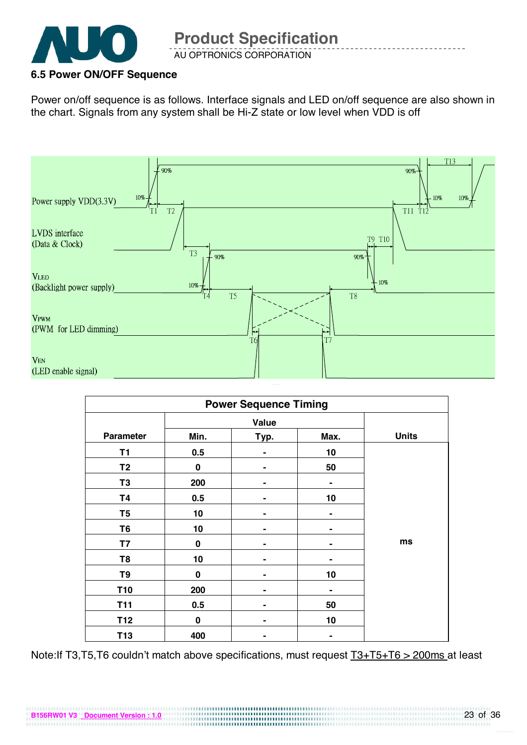### 6.5 Power ON/OFF Sequence

Power on/off sequence is as follows. Interface signals and LED on/off sequence are also shown in the chart. Signals from any system shall be Hi-Z state or low level when VDD is off

Power supply VDD(3.3V)

LVDS interface
(Data & Clock)

VLED
(Backlight power supply)

VPWM
(PWM for LED dimming)

VEN
(LED enable signal)

| Power Sequence Timing | | | | |
|---|---|---|---|---|
| Parameter | Value | | | Units |
| | Min. | Typ. | Max. | |
| T1 | 0.5 | - | 10 | ms |
| T2 | 0 | - | 50 | |
| T3 | 200 | - | - | |
| T4 | 0.5 | - | 10 | |
| T5 | 10 | - | - | |
| T6 | 10 | - | - | |
| T7 | 0 | - | - | |
| T8 | 10 | - | - | |
| T9 | 0 | - | 10 | |
| T10 | 200 | - | - | |
| T11 | 0.5 | - | 50 | |
| T12 | 0 | - | 10 | |
| T13 | 400 | - | - | |

Note:If T3,T5,T6 couldn't match above specifications, must request T3+T5+T6 > 200ms at least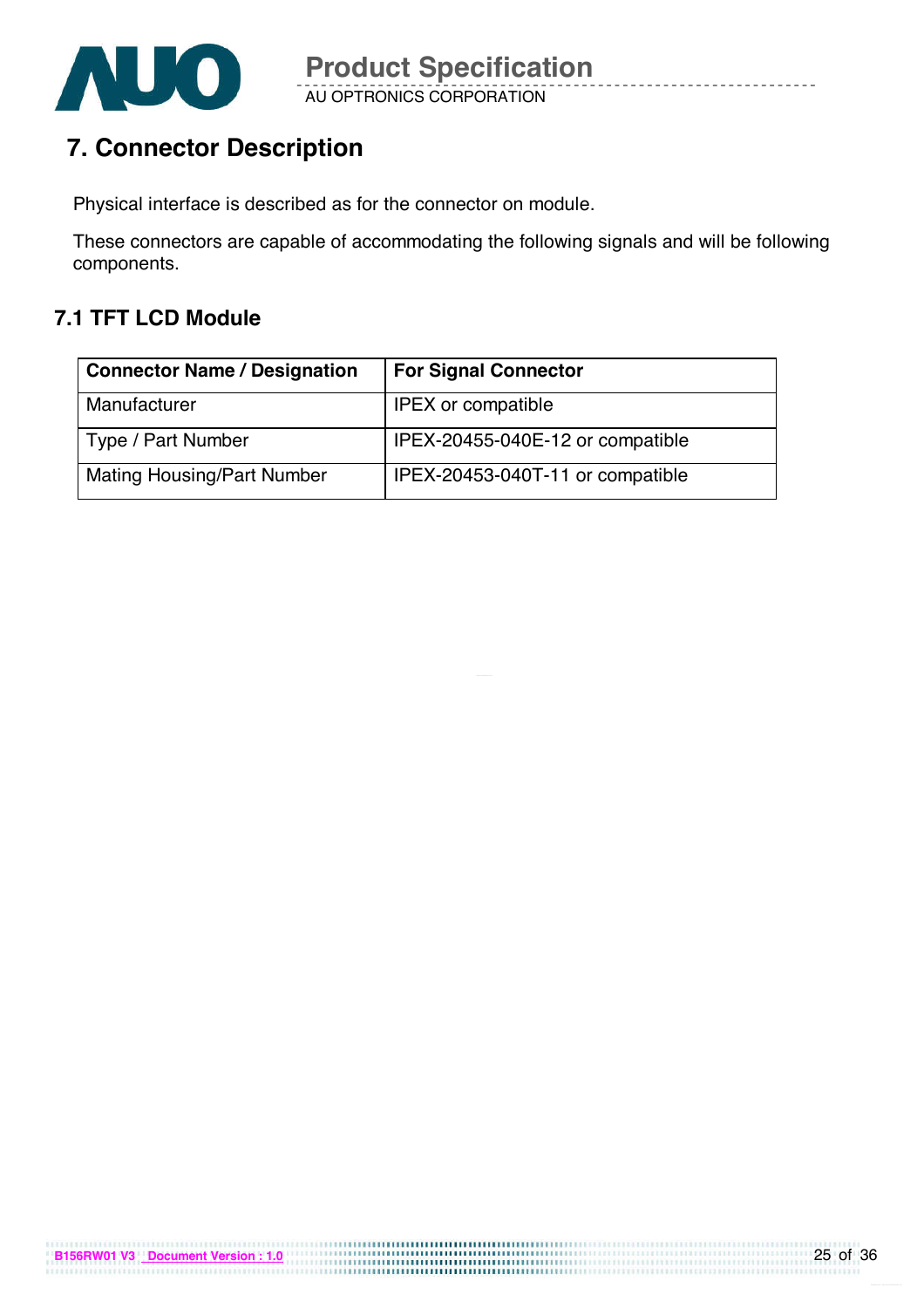# 7. Connector Description

Physical interface is described as for the connector on module.

These connectors are capable of accommodating the following signals and will be following components.

## 7.1 TFT LCD Module

| Connector Name / Designation | For Signal Connector |
|---|---|
| Manufacturer | IPEX or compatible |
| Type / Part Number | IPEX-20455-040E-12 or compatible |
| Mating Housing/Part Number | IPEX-20453-040T-11 or compatible |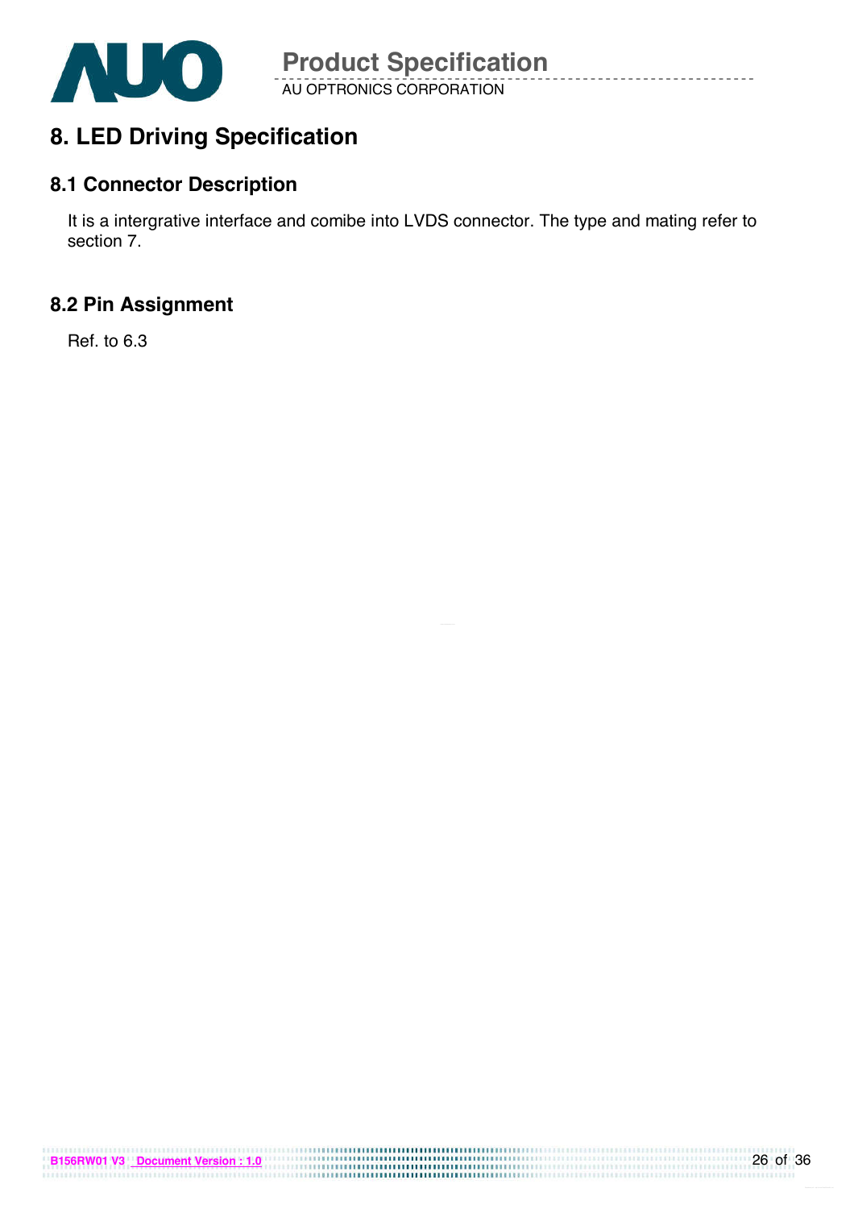# 8. LED Driving Specification

## 8.1 Connector Description

It is a intergrative interface and comibe into LVDS connector. The type and mating refer to section 7.

## 8.2 Pin Assignment

Ref. to 6.3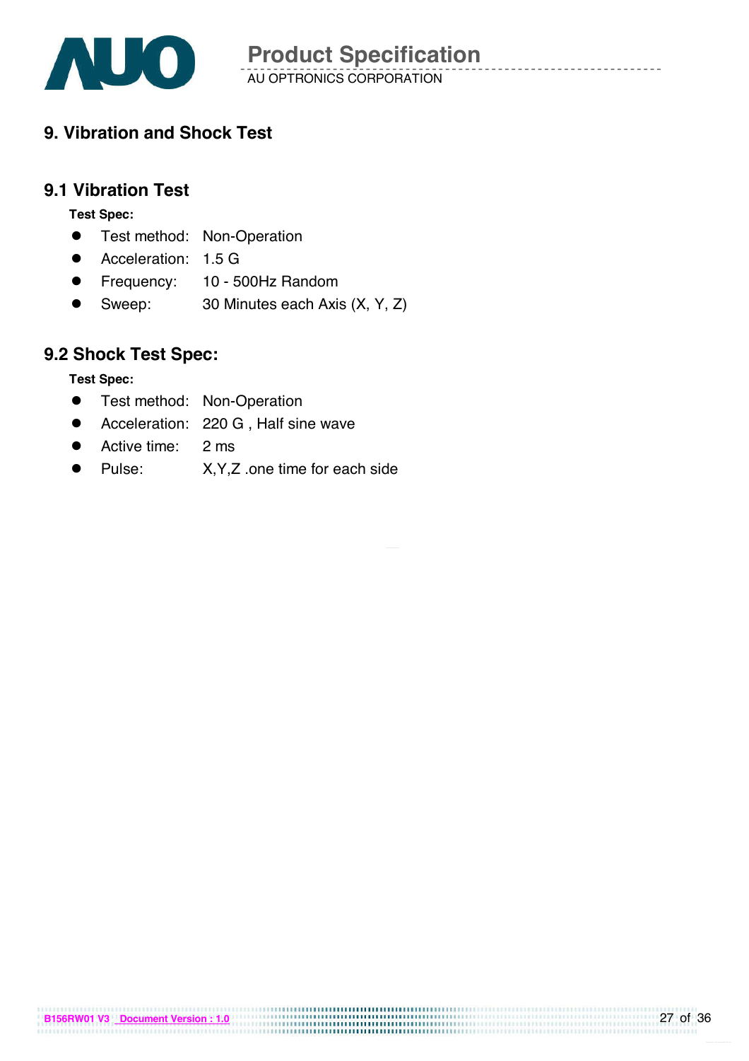# 9. Vibration and Shock Test

## 9.1 Vibration Test

**Test Spec:**

- Test method: Non-Operation
- Acceleration: 1.5 G
- Frequency: 10 - 500Hz Random
- Sweep: 30 Minutes each Axis (X, Y, Z)

## 9.2 Shock Test Spec:

**Test Spec:**

- Test method: Non-Operation
- Acceleration: 220 G , Half sine wave
- Active time: 2 ms
- Pulse: X,Y,Z .one time for each side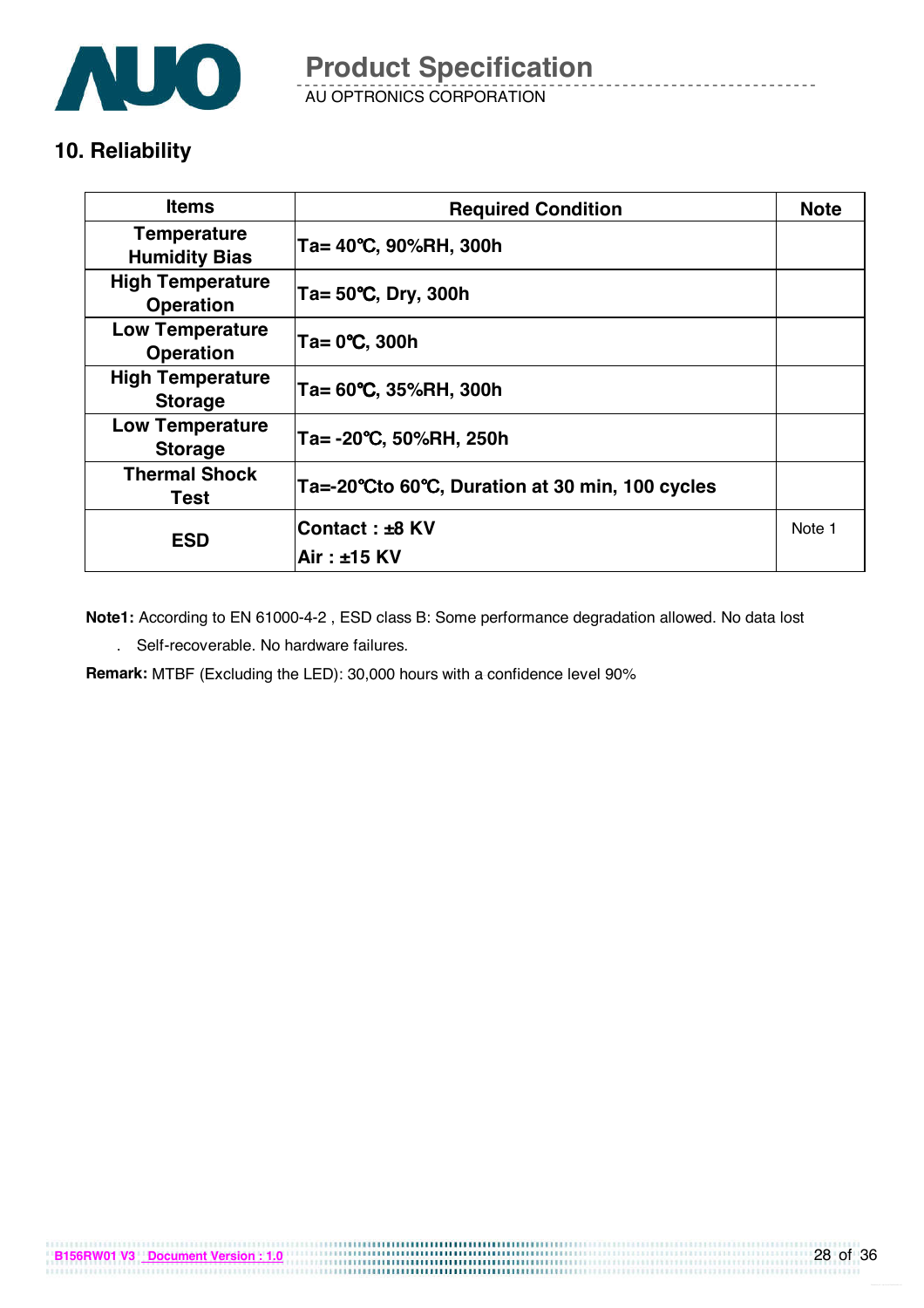## 10. Reliability

| Items | Required Condition | Note |
|---|---|---|
| Temperature Humidity Bias | Ta= 40℃, 90%RH, 300h | |
| High Temperature Operation | Ta= 50℃, Dry, 300h | |
| Low Temperature Operation | Ta= 0℃, 300h | |
| High Temperature Storage | Ta= 60℃, 35%RH, 300h | |
| Low Temperature Storage | Ta= -20℃, 50%RH, 250h | |
| Thermal Shock Test | Ta=-20℃to 60℃, Duration at 30 min, 100 cycles | |
| ESD | Contact : ±8 KV<br>Air : ±15 KV | Note 1 |

**Note1:** According to EN 61000-4-2 , ESD class B: Some performance degradation allowed. No data lost

. Self-recoverable. No hardware failures.

**Remark:** MTBF (Excluding the LED): 30,000 hours with a confidence level 90%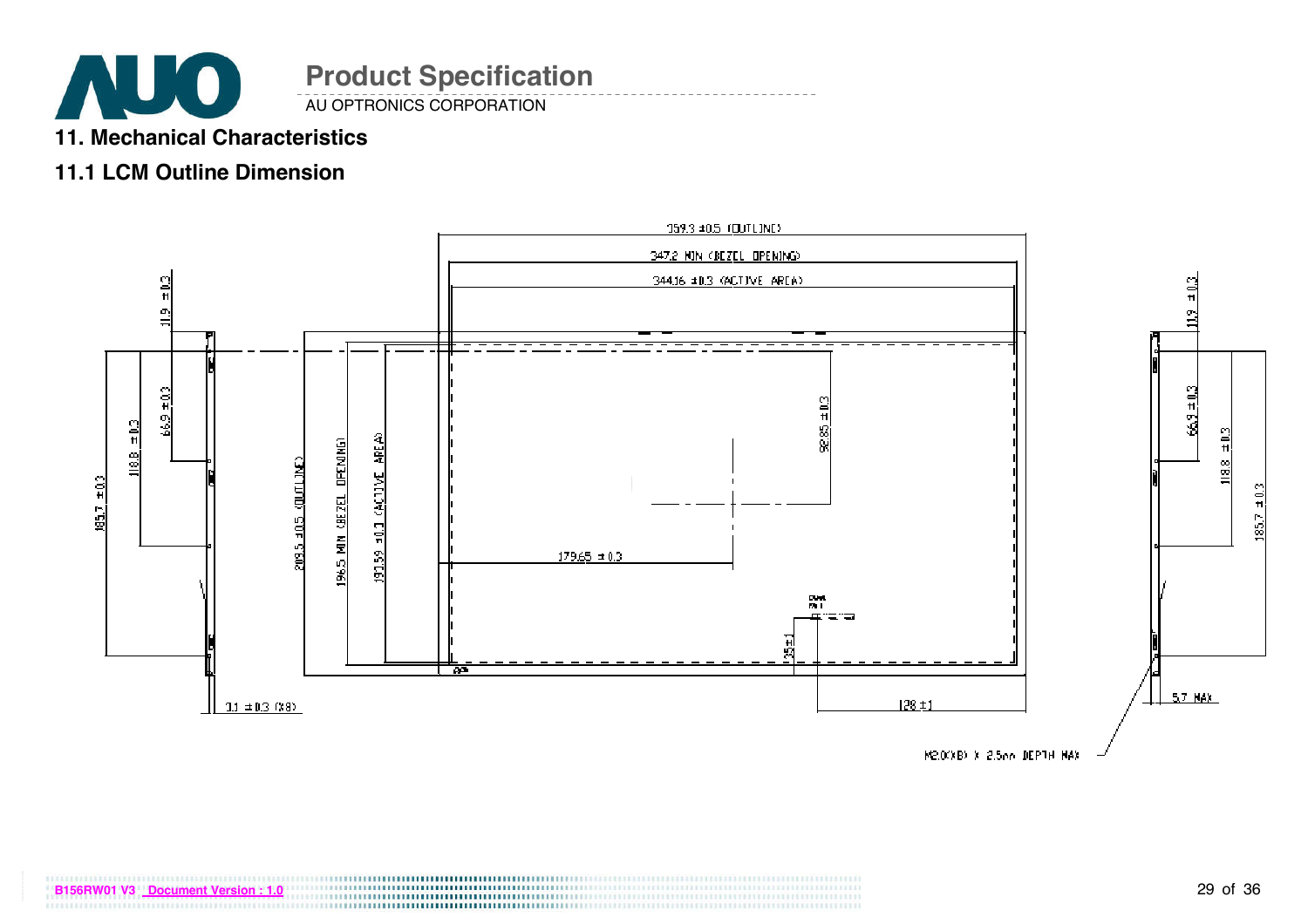## 11. Mechanical Characteristics

### 11.1 LCM Outline Dimension

359.3 ±0.5 (OUTLINE)

347.2 MIN (BEZEL OPENING)

344.16 ±0.3 (ACTIVE AREA)

11.9 ±0.3

66.9 ±0.3

118.8 ±0.3

185.7 ±0.3

209.5 ±0.5 (OUTLINE)

196.5 MIN (BEZEL OPENING)

193.59 ±0.3 (ACTIVE AREA)

92.85 ±0.3

179.65 ±0.3

35±1

128±1

3.1 ±0.3 (X8)

5.7 MAX

M2.0(X8) X 2.5mm DEPTH MAX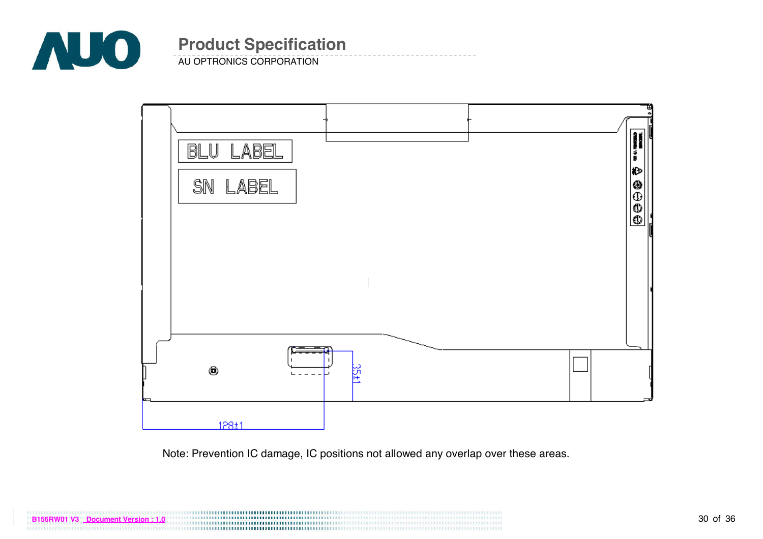BLU LABEL

SN LABEL

35±1

128±1

Note: Prevention IC damage, IC positions not allowed any overlap over these areas.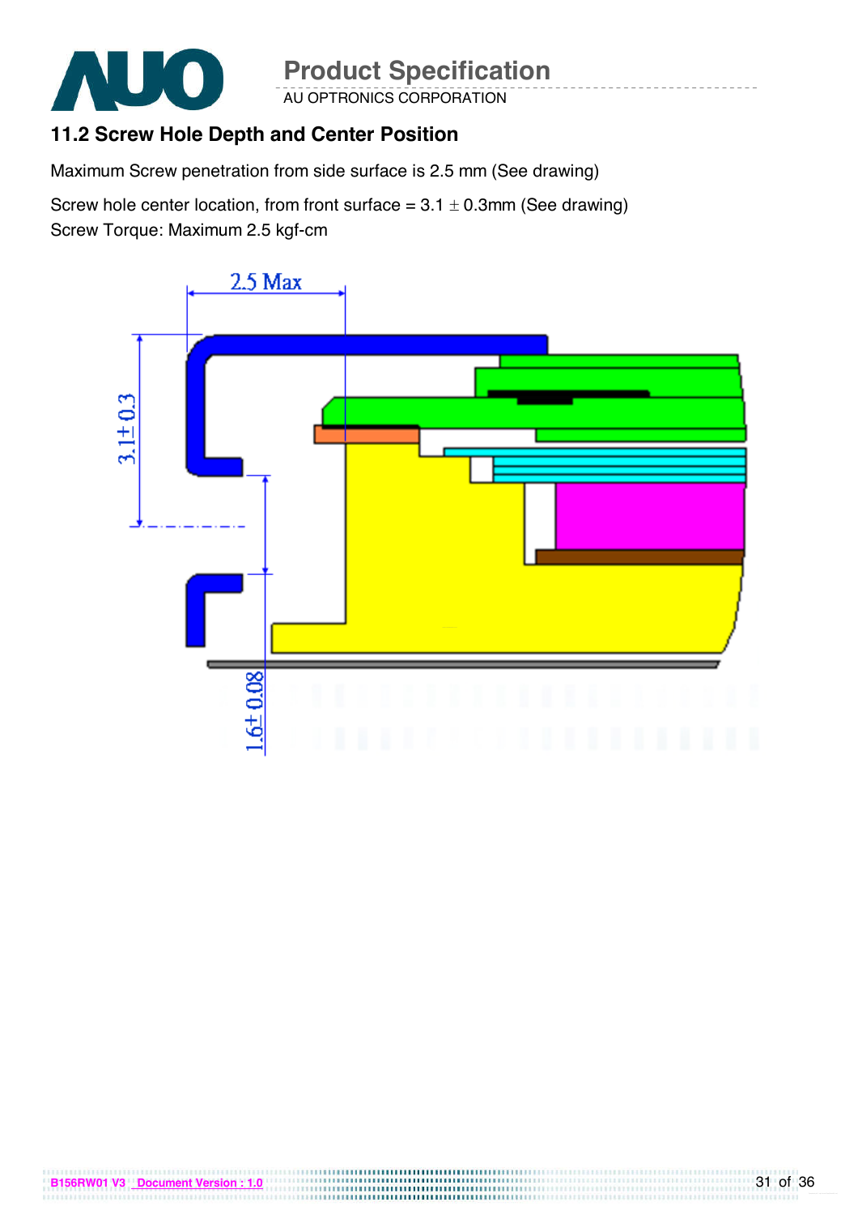## 11.2 Screw Hole Depth and Center Position

Maximum Screw penetration from side surface is 2.5 mm (See drawing)

Screw hole center location, from front surface = 3.1 ± 0.3mm (See drawing)
Screw Torque: Maximum 2.5 kgf-cm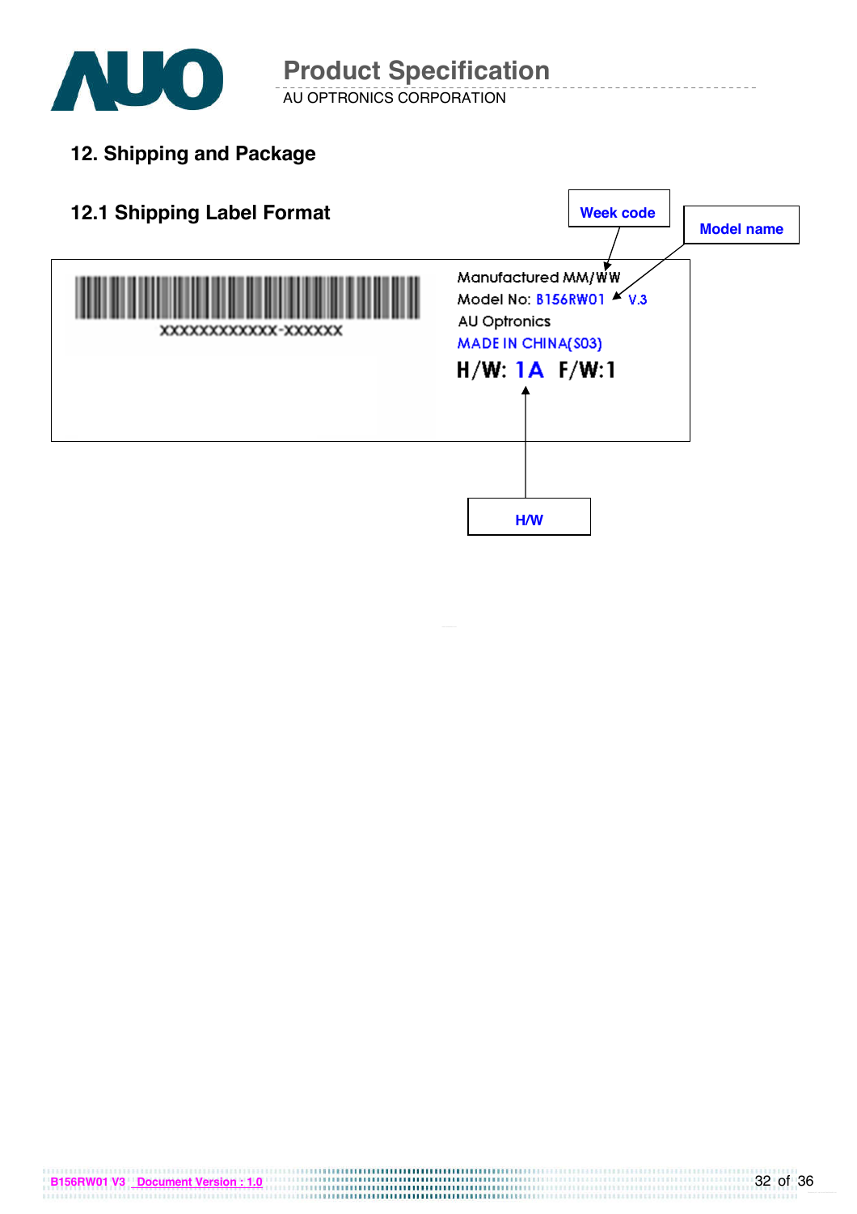## 12. Shipping and Package

### 12.1 Shipping Label Format

Week code

Model name

XXXXXXXXXXXX-XXXXXX

Manufactured MM/WW

Model No: B156RW01 V.3

AU Optronics

MADE IN CHINA(S03)

H/W: 1A F/W:1

H/W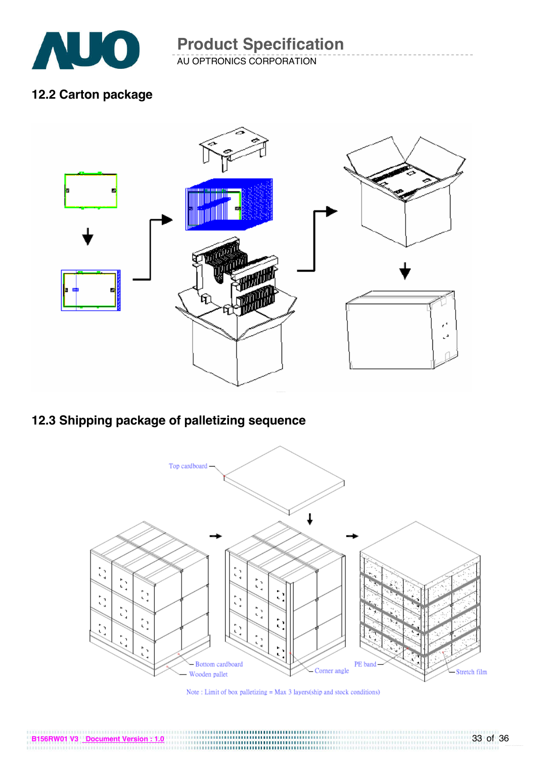## 12.2 Carton package

## 12.3 Shipping package of palletizing sequence

Top cardboard

Bottom cardboard

Wooden pallet

Corner angle

PE band

Stretch film

Note : Limit of box palletizing = Max 3 layers(ship and stock conditions)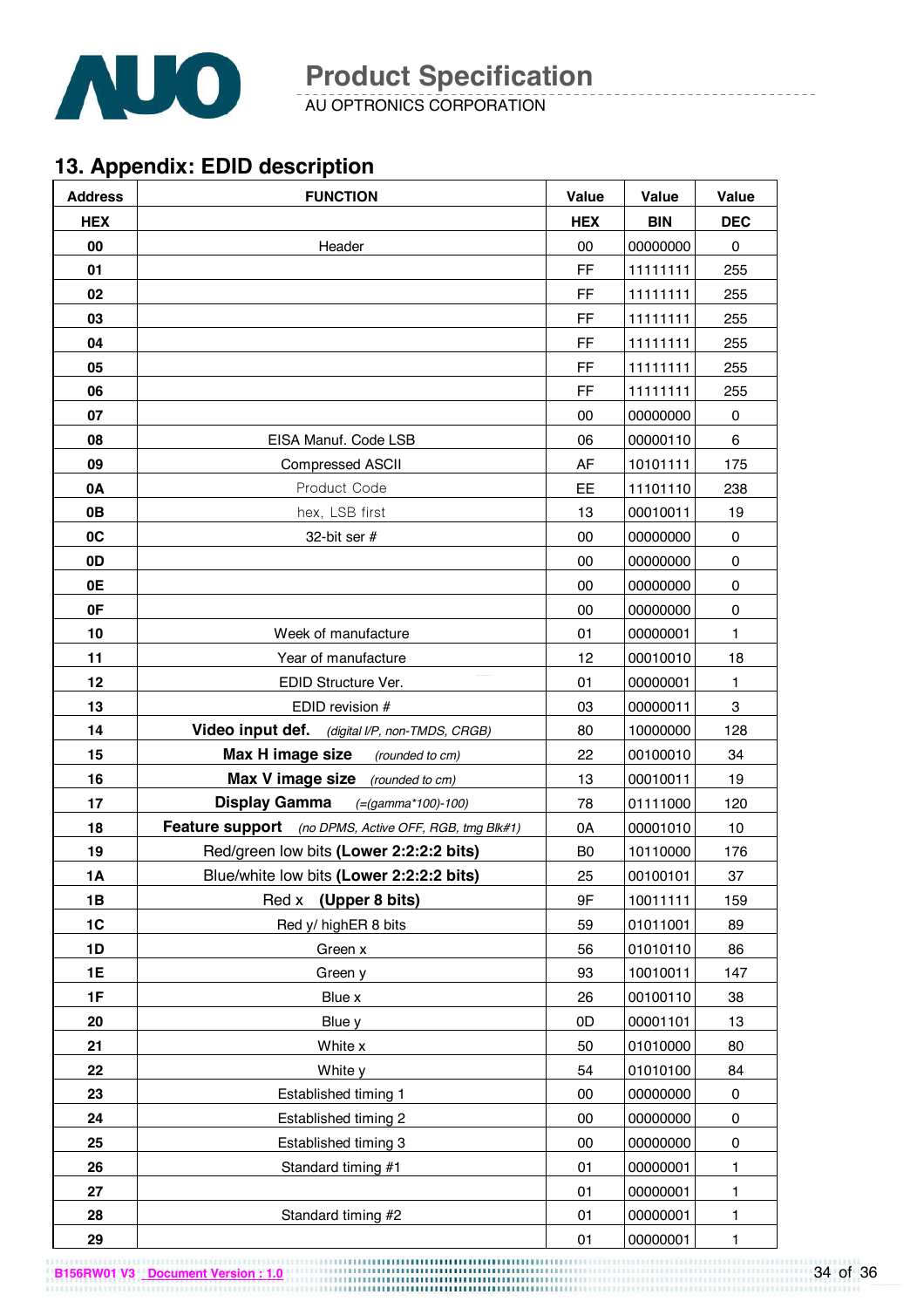## 13. Appendix: EDID description

| Address | FUNCTION | Value | Value | Value |
|---|---|---|---|---|
| HEX | | HEX | BIN | DEC |
| 00 | Header | 00 | 00000000 | 0 |
| 01 | | FF | 11111111 | 255 |
| 02 | | FF | 11111111 | 255 |
| 03 | | FF | 11111111 | 255 |
| 04 | | FF | 11111111 | 255 |
| 05 | | FF | 11111111 | 255 |
| 06 | | FF | 11111111 | 255 |
| 07 | | 00 | 00000000 | 0 |
| 08 | EISA Manuf. Code LSB | 06 | 00000110 | 6 |
| 09 | Compressed ASCII | AF | 10101111 | 175 |
| 0A | Product Code | EE | 11101110 | 238 |
| 0B | hex, LSB first | 13 | 00010011 | 19 |
| 0C | 32-bit ser # | 00 | 00000000 | 0 |
| 0D | | 00 | 00000000 | 0 |
| 0E | | 00 | 00000000 | 0 |
| 0F | | 00 | 00000000 | 0 |
| 10 | Week of manufacture | 01 | 00000001 | 1 |
| 11 | Year of manufacture | 12 | 00010010 | 18 |
| 12 | EDID Structure Ver. | 01 | 00000001 | 1 |
| 13 | EDID revision # | 03 | 00000011 | 3 |
| 14 | **Video input def.** *(digital I/P, non-TMDS, CRGB)* | 80 | 10000000 | 128 |
| 15 | **Max H image size** *(rounded to cm)* | 22 | 00100010 | 34 |
| 16 | **Max V image size** *(rounded to cm)* | 13 | 00010011 | 19 |
| 17 | **Display Gamma** *(=(gamma*100)-100)* | 78 | 01111000 | 120 |
| 18 | **Feature support** *(no DPMS, Active OFF, RGB, tmg Blk#1)* | 0A | 00001010 | 10 |
| 19 | Red/green low bits **(Lower 2:2:2:2 bits)** | B0 | 10110000 | 176 |
| 1A | Blue/white low bits **(Lower 2:2:2:2 bits)** | 25 | 00100101 | 37 |
| 1B | Red x **(Upper 8 bits)** | 9F | 10011111 | 159 |
| 1C | Red y/ highER 8 bits | 59 | 01011001 | 89 |
| 1D | Green x | 56 | 01010110 | 86 |
| 1E | Green y | 93 | 10010011 | 147 |
| 1F | Blue x | 26 | 00100110 | 38 |
| 20 | Blue y | 0D | 00001101 | 13 |
| 21 | White x | 50 | 01010000 | 80 |
| 22 | White y | 54 | 01010100 | 84 |
| 23 | Established timing 1 | 00 | 00000000 | 0 |
| 24 | Established timing 2 | 00 | 00000000 | 0 |
| 25 | Established timing 3 | 00 | 00000000 | 0 |
| 26 | Standard timing #1 | 01 | 00000001 | 1 |
| 27 | | 01 | 00000001 | 1 |
| 28 | Standard timing #2 | 01 | 00000001 | 1 |
| 29 | | 01 | 00000001 | 1 |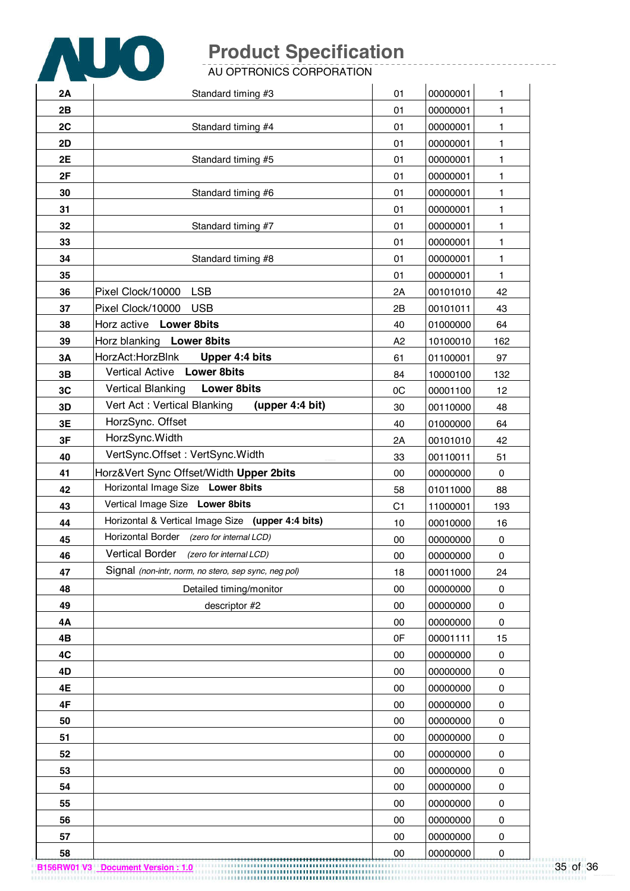| | | | | |
|---|---|---|---|---|
| **2A** | Standard timing #3 | 01 | 00000001 | 1 |
| **2B** | | 01 | 00000001 | 1 |
| **2C** | Standard timing #4 | 01 | 00000001 | 1 |
| **2D** | | 01 | 00000001 | 1 |
| **2E** | Standard timing #5 | 01 | 00000001 | 1 |
| **2F** | | 01 | 00000001 | 1 |
| **30** | Standard timing #6 | 01 | 00000001 | 1 |
| **31** | | 01 | 00000001 | 1 |
| **32** | Standard timing #7 | 01 | 00000001 | 1 |
| **33** | | 01 | 00000001 | 1 |
| **34** | Standard timing #8 | 01 | 00000001 | 1 |
| **35** | | 01 | 00000001 | 1 |
| **36** | Pixel Clock/10000 LSB | 2A | 00101010 | 42 |
| **37** | Pixel Clock/10000 USB | 2B | 00101011 | 43 |
| **38** | Horz active **Lower 8bits** | 40 | 01000000 | 64 |
| **39** | Horz blanking **Lower 8bits** | A2 | 10100010 | 162 |
| **3A** | HorzAct:HorzBlnk **Upper 4:4 bits** | 61 | 01100001 | 97 |
| **3B** | Vertical Active **Lower 8bits** | 84 | 10000100 | 132 |
| **3C** | Vertical Blanking **Lower 8bits** | 0C | 00001100 | 12 |
| **3D** | Vert Act : Vertical Blanking **(upper 4:4 bit)** | 30 | 00110000 | 48 |
| **3E** | HorzSync. Offset | 40 | 01000000 | 64 |
| **3F** | HorzSync.Width | 2A | 00101010 | 42 |
| **40** | VertSync.Offset : VertSync.Width | 33 | 00110011 | 51 |
| **41** | Horz&Vert Sync Offset/Width **Upper 2bits** | 00 | 00000000 | 0 |
| **42** | Horizontal Image Size **Lower 8bits** | 58 | 01011000 | 88 |
| **43** | Vertical Image Size **Lower 8bits** | C1 | 11000001 | 193 |
| **44** | Horizontal & Vertical Image Size **(upper 4:4 bits)** | 10 | 00010000 | 16 |
| **45** | Horizontal Border *(zero for internal LCD)* | 00 | 00000000 | 0 |
| **46** | Vertical Border *(zero for internal LCD)* | 00 | 00000000 | 0 |
| **47** | Signal *(non-intr, norm, no stero, sep sync, neg pol)* | 18 | 00011000 | 24 |
| **48** | Detailed timing/monitor | 00 | 00000000 | 0 |
| **49** | descriptor #2 | 00 | 00000000 | 0 |
| **4A** | | 00 | 00000000 | 0 |
| **4B** | | 0F | 00001111 | 15 |
| **4C** | | 00 | 00000000 | 0 |
| **4D** | | 00 | 00000000 | 0 |
| **4E** | | 00 | 00000000 | 0 |
| **4F** | | 00 | 00000000 | 0 |
| **50** | | 00 | 00000000 | 0 |
| **51** | | 00 | 00000000 | 0 |
| **52** | | 00 | 00000000 | 0 |
| **53** | | 00 | 00000000 | 0 |
| **54** | | 00 | 00000000 | 0 |
| **55** | | 00 | 00000000 | 0 |
| **56** | | 00 | 00000000 | 0 |
| **57** | | 00 | 00000000 | 0 |
| **58** | | 00 | 00000000 | 0 |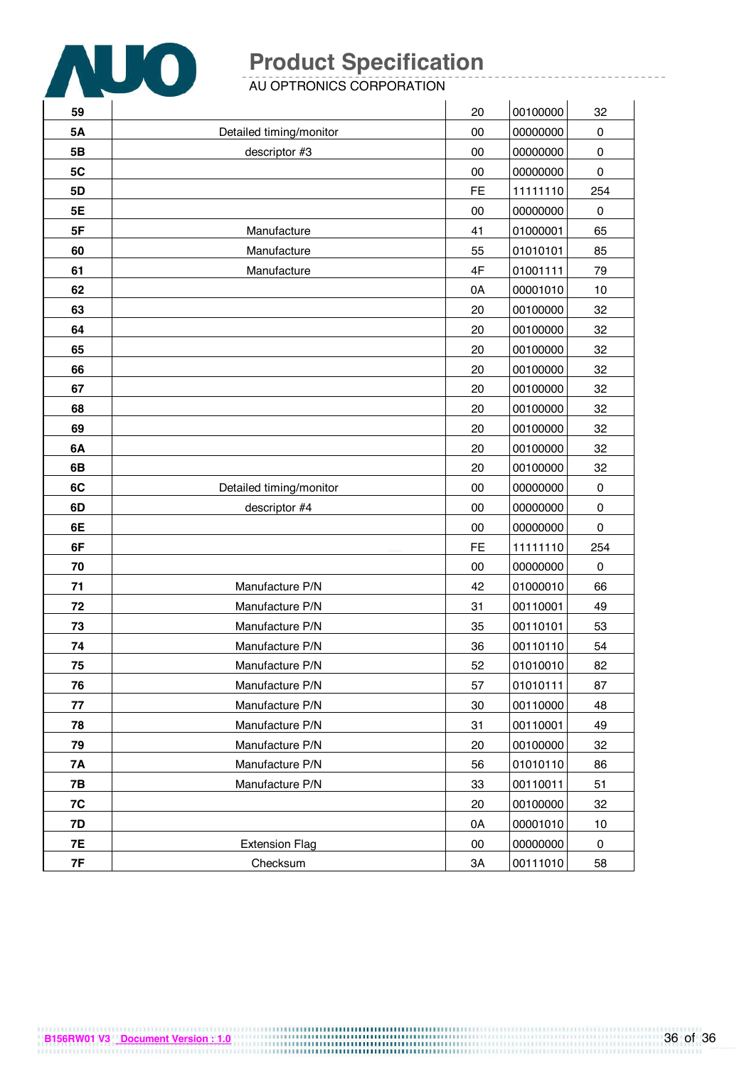| | | | | |
|---|---|---|---|---|
| 59 | | 20 | 00100000 | 32 |
| 5A | Detailed timing/monitor | 00 | 00000000 | 0 |
| 5B | descriptor #3 | 00 | 00000000 | 0 |
| 5C | | 00 | 00000000 | 0 |
| 5D | | FE | 11111110 | 254 |
| 5E | | 00 | 00000000 | 0 |
| 5F | Manufacture | 41 | 01000001 | 65 |
| 60 | Manufacture | 55 | 01010101 | 85 |
| 61 | Manufacture | 4F | 01001111 | 79 |
| 62 | | 0A | 00001010 | 10 |
| 63 | | 20 | 00100000 | 32 |
| 64 | | 20 | 00100000 | 32 |
| 65 | | 20 | 00100000 | 32 |
| 66 | | 20 | 00100000 | 32 |
| 67 | | 20 | 00100000 | 32 |
| 68 | | 20 | 00100000 | 32 |
| 69 | | 20 | 00100000 | 32 |
| 6A | | 20 | 00100000 | 32 |
| 6B | | 20 | 00100000 | 32 |
| 6C | Detailed timing/monitor | 00 | 00000000 | 0 |
| 6D | descriptor #4 | 00 | 00000000 | 0 |
| 6E | | 00 | 00000000 | 0 |
| 6F | | FE | 11111110 | 254 |
| 70 | | 00 | 00000000 | 0 |
| 71 | Manufacture P/N | 42 | 01000010 | 66 |
| 72 | Manufacture P/N | 31 | 00110001 | 49 |
| 73 | Manufacture P/N | 35 | 00110101 | 53 |
| 74 | Manufacture P/N | 36 | 00110110 | 54 |
| 75 | Manufacture P/N | 52 | 01010010 | 82 |
| 76 | Manufacture P/N | 57 | 01010111 | 87 |
| 77 | Manufacture P/N | 30 | 00110000 | 48 |
| 78 | Manufacture P/N | 31 | 00110001 | 49 |
| 79 | Manufacture P/N | 20 | 00100000 | 32 |
| 7A | Manufacture P/N | 56 | 01010110 | 86 |
| 7B | Manufacture P/N | 33 | 00110011 | 51 |
| 7C | | 20 | 00100000 | 32 |
| 7D | | 0A | 00001010 | 10 |
| 7E | Extension Flag | 00 | 00000000 | 0 |
| 7F | Checksum | 3A | 00111010 | 58 |